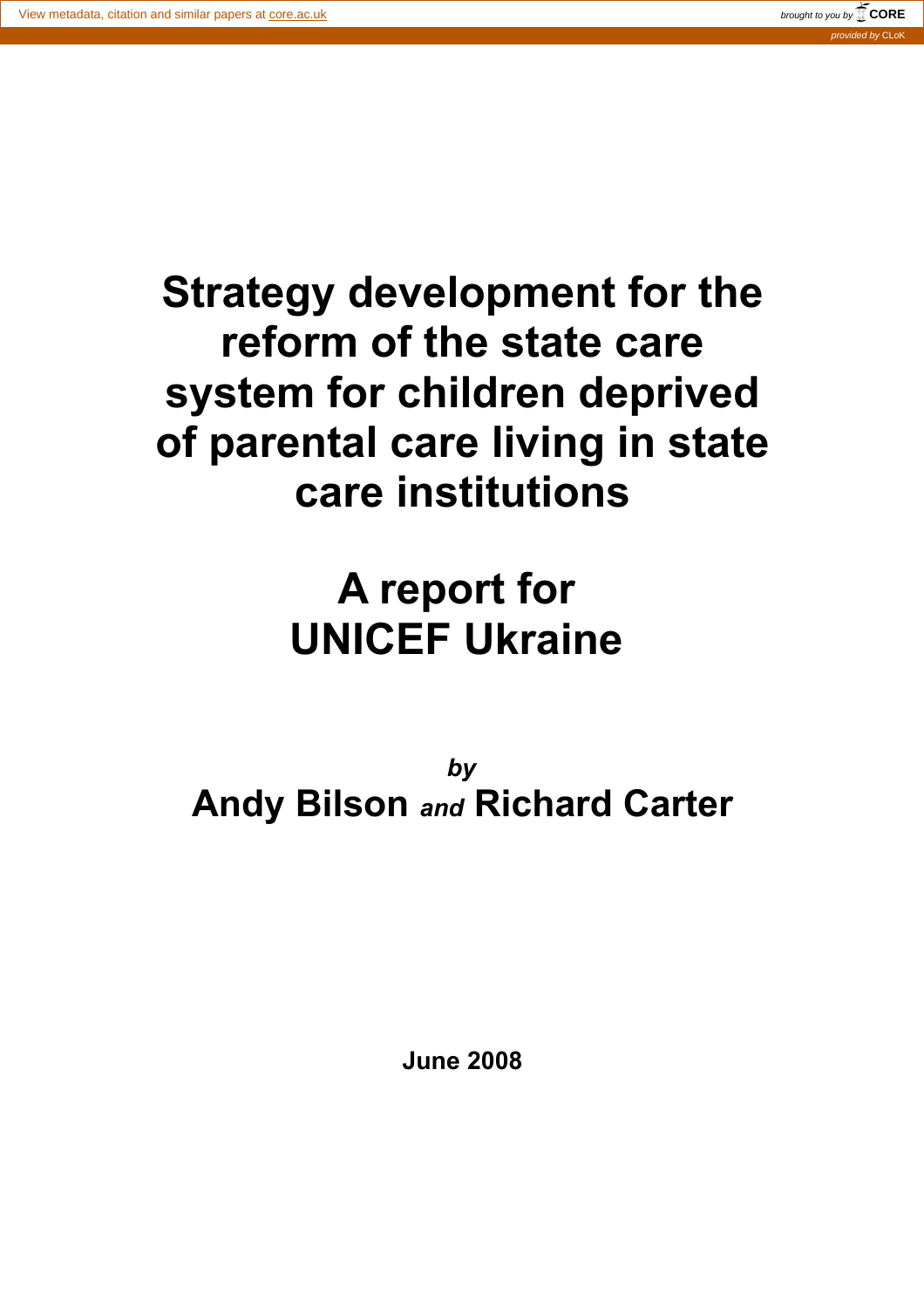# Strategy development for the reform of the state care system for children deprived of parental care living in state care institutions

## A report for UNICEF Ukraine

*by*

**Andy Bilson** ***and*** **Richard Carter**

**June 2008**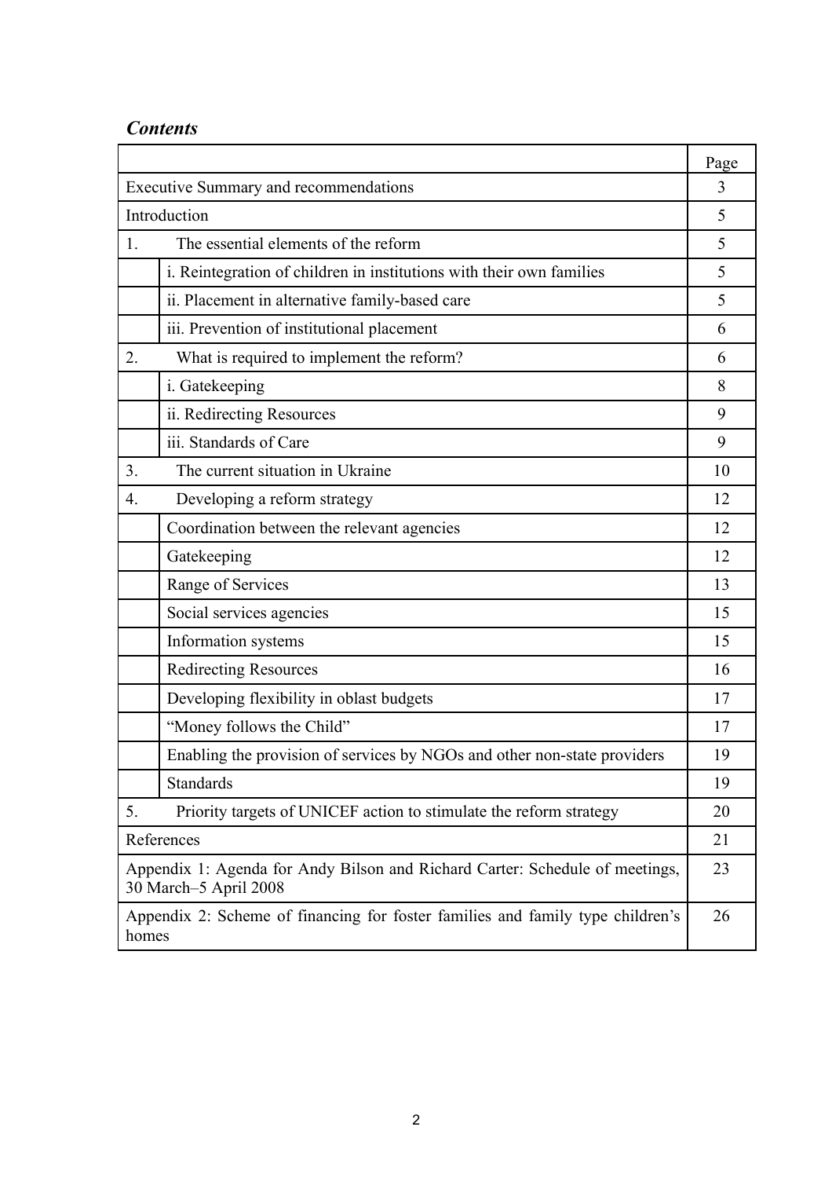## *Contents*

| | | Page |
|---|---|---|
| Executive Summary and recommendations | | 3 |
| Introduction | | 5 |
| 1. The essential elements of the reform | | 5 |
| | i. Reintegration of children in institutions with their own families | 5 |
| | ii. Placement in alternative family-based care | 5 |
| | iii. Prevention of institutional placement | 6 |
| 2. What is required to implement the reform? | | 6 |
| | i. Gatekeeping | 8 |
| | ii. Redirecting Resources | 9 |
| | iii. Standards of Care | 9 |
| 3. The current situation in Ukraine | | 10 |
| 4. Developing a reform strategy | | 12 |
| | Coordination between the relevant agencies | 12 |
| | Gatekeeping | 12 |
| | Range of Services | 13 |
| | Social services agencies | 15 |
| | Information systems | 15 |
| | Redirecting Resources | 16 |
| | Developing flexibility in oblast budgets | 17 |
| | "Money follows the Child" | 17 |
| | Enabling the provision of services by NGOs and other non-state providers | 19 |
| | Standards | 19 |
| 5. Priority targets of UNICEF action to stimulate the reform strategy | | 20 |
| References | | 21 |
| Appendix 1: Agenda for Andy Bilson and Richard Carter: Schedule of meetings, 30 March–5 April 2008 | | 23 |
| Appendix 2: Scheme of financing for foster families and family type children's homes | | 26 |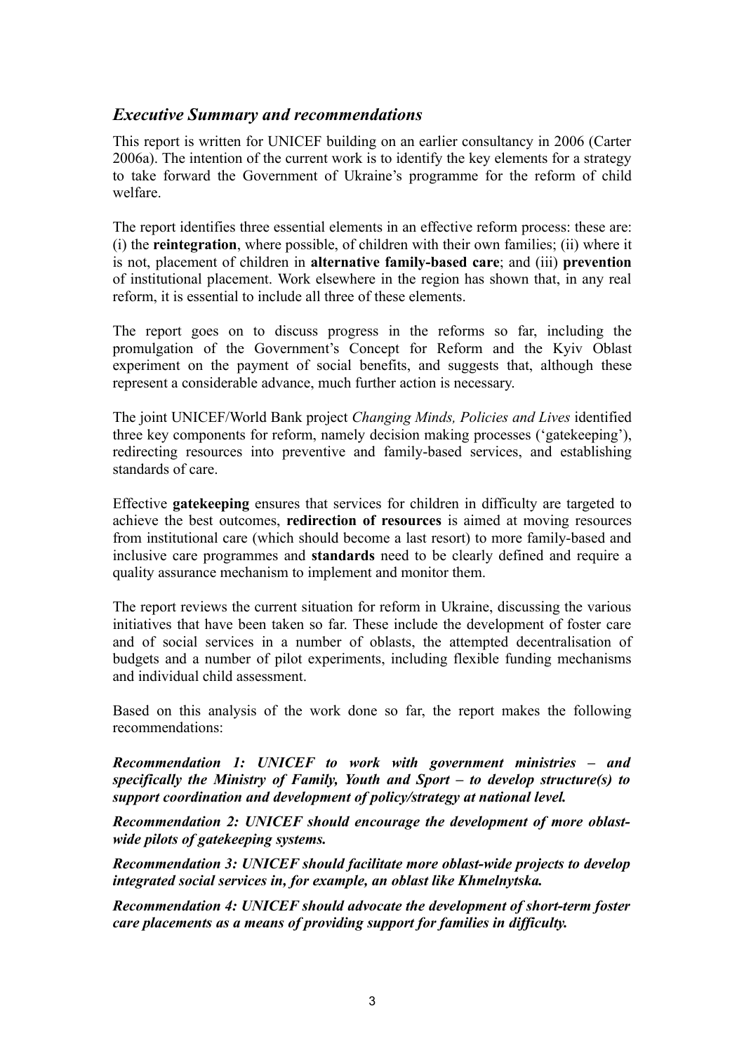## *Executive Summary and recommendations*

This report is written for UNICEF building on an earlier consultancy in 2006 (Carter 2006a). The intention of the current work is to identify the key elements for a strategy to take forward the Government of Ukraine's programme for the reform of child welfare.

The report identifies three essential elements in an effective reform process: these are: (i) the **reintegration**, where possible, of children with their own families; (ii) where it is not, placement of children in **alternative family-based care**; and (iii) **prevention** of institutional placement. Work elsewhere in the region has shown that, in any real reform, it is essential to include all three of these elements.

The report goes on to discuss progress in the reforms so far, including the promulgation of the Government's Concept for Reform and the Kyiv Oblast experiment on the payment of social benefits, and suggests that, although these represent a considerable advance, much further action is necessary.

The joint UNICEF/World Bank project *Changing Minds, Policies and Lives* identified three key components for reform, namely decision making processes ('gatekeeping'), redirecting resources into preventive and family-based services, and establishing standards of care.

Effective **gatekeeping** ensures that services for children in difficulty are targeted to achieve the best outcomes, **redirection of resources** is aimed at moving resources from institutional care (which should become a last resort) to more family-based and inclusive care programmes and **standards** need to be clearly defined and require a quality assurance mechanism to implement and monitor them.

The report reviews the current situation for reform in Ukraine, discussing the various initiatives that have been taken so far. These include the development of foster care and of social services in a number of oblasts, the attempted decentralisation of budgets and a number of pilot experiments, including flexible funding mechanisms and individual child assessment.

Based on this analysis of the work done so far, the report makes the following recommendations:

***Recommendation 1: UNICEF to work with government ministries – and specifically the Ministry of Family, Youth and Sport – to develop structure(s) to support coordination and development of policy/strategy at national level.***

***Recommendation 2: UNICEF should encourage the development of more oblast-wide pilots of gatekeeping systems.***

***Recommendation 3: UNICEF should facilitate more oblast-wide projects to develop integrated social services in, for example, an oblast like Khmelnytska.***

***Recommendation 4: UNICEF should advocate the development of short-term foster care placements as a means of providing support for families in difficulty.***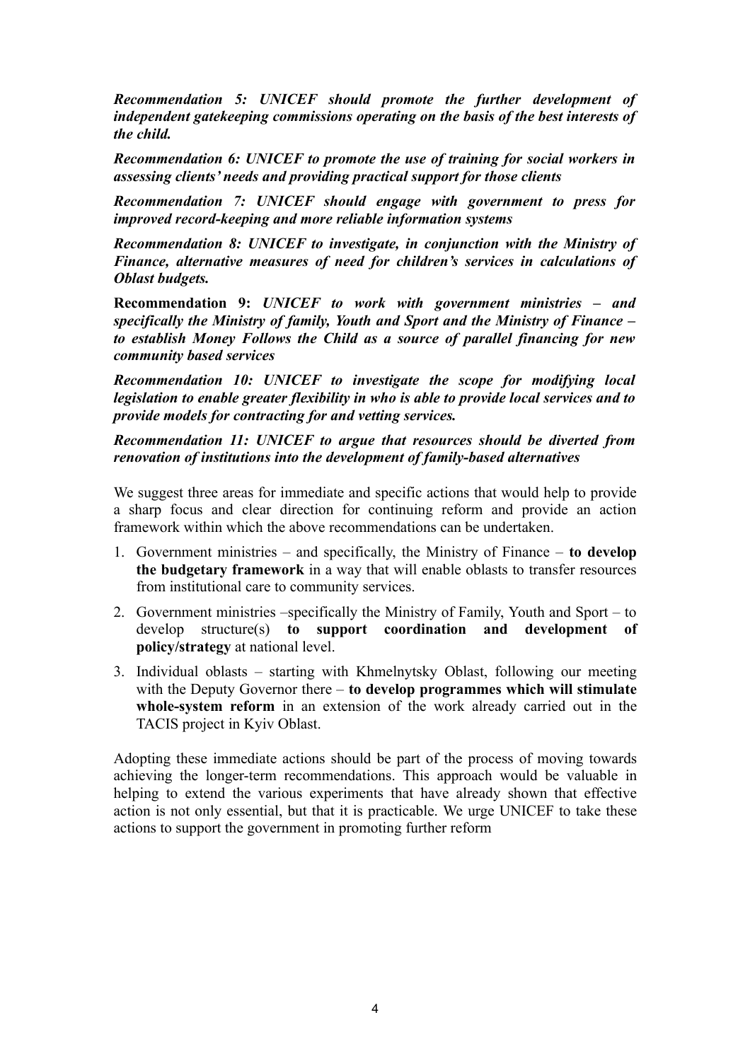*Recommendation 5: UNICEF should promote the further development of independent gatekeeping commissions operating on the basis of the best interests of the child.*

*Recommendation 6: UNICEF to promote the use of training for social workers in assessing clients' needs and providing practical support for those clients*

*Recommendation 7: UNICEF should engage with government to press for improved record-keeping and more reliable information systems*

*Recommendation 8: UNICEF to investigate, in conjunction with the Ministry of Finance, alternative measures of need for children's services in calculations of Oblast budgets.*

**Recommendation 9:** *UNICEF to work with government ministries – and specifically the Ministry of family, Youth and Sport and the Ministry of Finance – to establish Money Follows the Child as a source of parallel financing for new community based services*

*Recommendation 10: UNICEF to investigate the scope for modifying local legislation to enable greater flexibility in who is able to provide local services and to provide models for contracting for and vetting services.*

*Recommendation 11: UNICEF to argue that resources should be diverted from renovation of institutions into the development of family-based alternatives*

We suggest three areas for immediate and specific actions that would help to provide a sharp focus and clear direction for continuing reform and provide an action framework within which the above recommendations can be undertaken.

1. Government ministries – and specifically, the Ministry of Finance – **to develop the budgetary framework** in a way that will enable oblasts to transfer resources from institutional care to community services.
2. Government ministries –specifically the Ministry of Family, Youth and Sport – to develop structure(s) **to support coordination and development of policy/strategy** at national level.
3. Individual oblasts – starting with Khmelnytsky Oblast, following our meeting with the Deputy Governor there – **to develop programmes which will stimulate whole-system reform** in an extension of the work already carried out in the TACIS project in Kyiv Oblast.

Adopting these immediate actions should be part of the process of moving towards achieving the longer-term recommendations. This approach would be valuable in helping to extend the various experiments that have already shown that effective action is not only essential, but that it is practicable. We urge UNICEF to take these actions to support the government in promoting further reform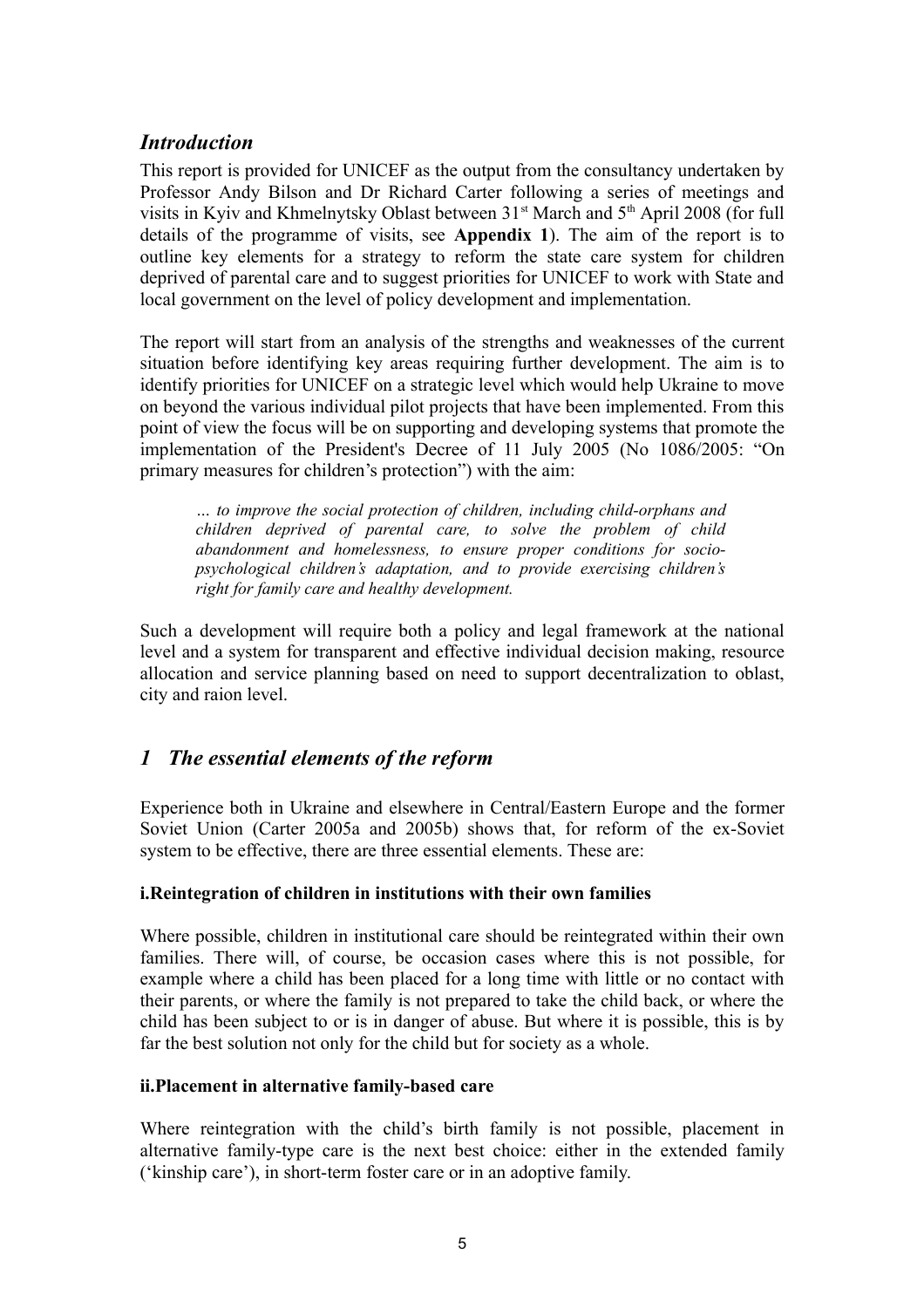## *Introduction*

This report is provided for UNICEF as the output from the consultancy undertaken by Professor Andy Bilson and Dr Richard Carter following a series of meetings and visits in Kyiv and Khmelnytsky Oblast between 31st March and 5th April 2008 (for full details of the programme of visits, see **Appendix 1**). The aim of the report is to outline key elements for a strategy to reform the state care system for children deprived of parental care and to suggest priorities for UNICEF to work with State and local government on the level of policy development and implementation.

The report will start from an analysis of the strengths and weaknesses of the current situation before identifying key areas requiring further development. The aim is to identify priorities for UNICEF on a strategic level which would help Ukraine to move on beyond the various individual pilot projects that have been implemented. From this point of view the focus will be on supporting and developing systems that promote the implementation of the President's Decree of 11 July 2005 (No 1086/2005: "On primary measures for children's protection") with the aim:

> *… to improve the social protection of children, including child-orphans and children deprived of parental care, to solve the problem of child abandonment and homelessness, to ensure proper conditions for socio-psychological children's adaptation, and to provide exercising children's right for family care and healthy development.*

Such a development will require both a policy and legal framework at the national level and a system for transparent and effective individual decision making, resource allocation and service planning based on need to support decentralization to oblast, city and raion level.

## *1 The essential elements of the reform*

Experience both in Ukraine and elsewhere in Central/Eastern Europe and the former Soviet Union (Carter 2005a and 2005b) shows that, for reform of the ex-Soviet system to be effective, there are three essential elements. These are:

#### i. Reintegration of children in institutions with their own families

Where possible, children in institutional care should be reintegrated within their own families. There will, of course, be occasion cases where this is not possible, for example where a child has been placed for a long time with little or no contact with their parents, or where the family is not prepared to take the child back, or where the child has been subject to or is in danger of abuse. But where it is possible, this is by far the best solution not only for the child but for society as a whole.

#### ii. Placement in alternative family-based care

Where reintegration with the child's birth family is not possible, placement in alternative family-type care is the next best choice: either in the extended family ('kinship care'), in short-term foster care or in an adoptive family.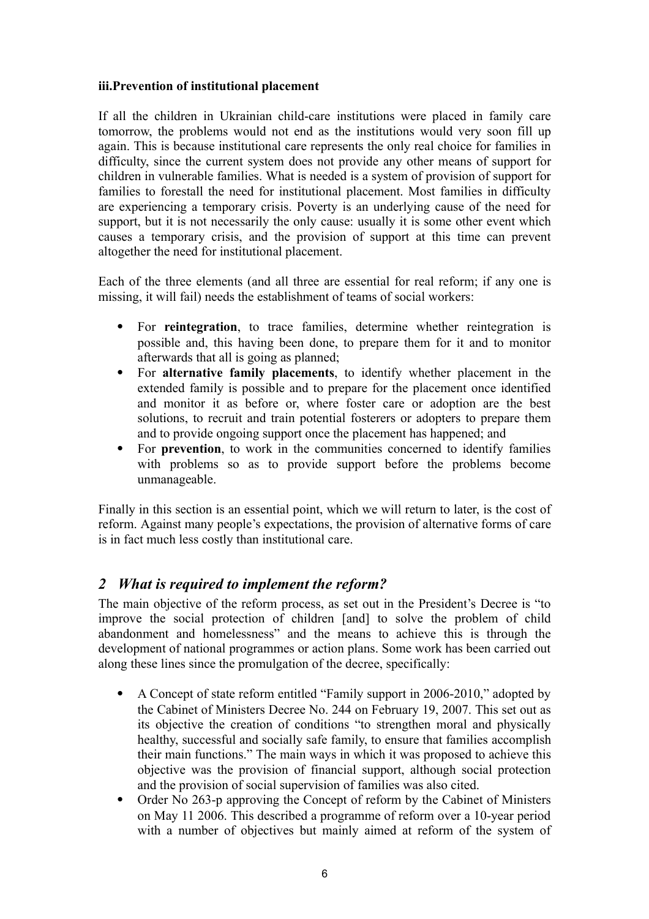**iii.Prevention of institutional placement**

If all the children in Ukrainian child-care institutions were placed in family care tomorrow, the problems would not end as the institutions would very soon fill up again. This is because institutional care represents the only real choice for families in difficulty, since the current system does not provide any other means of support for children in vulnerable families. What is needed is a system of provision of support for families to forestall the need for institutional placement. Most families in difficulty are experiencing a temporary crisis. Poverty is an underlying cause of the need for support, but it is not necessarily the only cause: usually it is some other event which causes a temporary crisis, and the provision of support at this time can prevent altogether the need for institutional placement.

Each of the three elements (and all three are essential for real reform; if any one is missing, it will fail) needs the establishment of teams of social workers:

- For **reintegration**, to trace families, determine whether reintegration is possible and, this having been done, to prepare them for it and to monitor afterwards that all is going as planned;
- For **alternative family placements**, to identify whether placement in the extended family is possible and to prepare for the placement once identified and monitor it as before or, where foster care or adoption are the best solutions, to recruit and train potential fosterers or adopters to prepare them and to provide ongoing support once the placement has happened; and
- For **prevention**, to work in the communities concerned to identify families with problems so as to provide support before the problems become unmanageable.

Finally in this section is an essential point, which we will return to later, is the cost of reform. Against many people's expectations, the provision of alternative forms of care is in fact much less costly than institutional care.

## *2 What is required to implement the reform?*

The main objective of the reform process, as set out in the President's Decree is "to improve the social protection of children [and] to solve the problem of child abandonment and homelessness" and the means to achieve this is through the development of national programmes or action plans. Some work has been carried out along these lines since the promulgation of the decree, specifically:

- A Concept of state reform entitled "Family support in 2006-2010," adopted by the Cabinet of Ministers Decree No. 244 on February 19, 2007. This set out as its objective the creation of conditions "to strengthen moral and physically healthy, successful and socially safe family, to ensure that families accomplish their main functions." The main ways in which it was proposed to achieve this objective was the provision of financial support, although social protection and the provision of social supervision of families was also cited.
- Order No 263-p approving the Concept of reform by the Cabinet of Ministers on May 11 2006. This described a programme of reform over a 10-year period with a number of objectives but mainly aimed at reform of the system of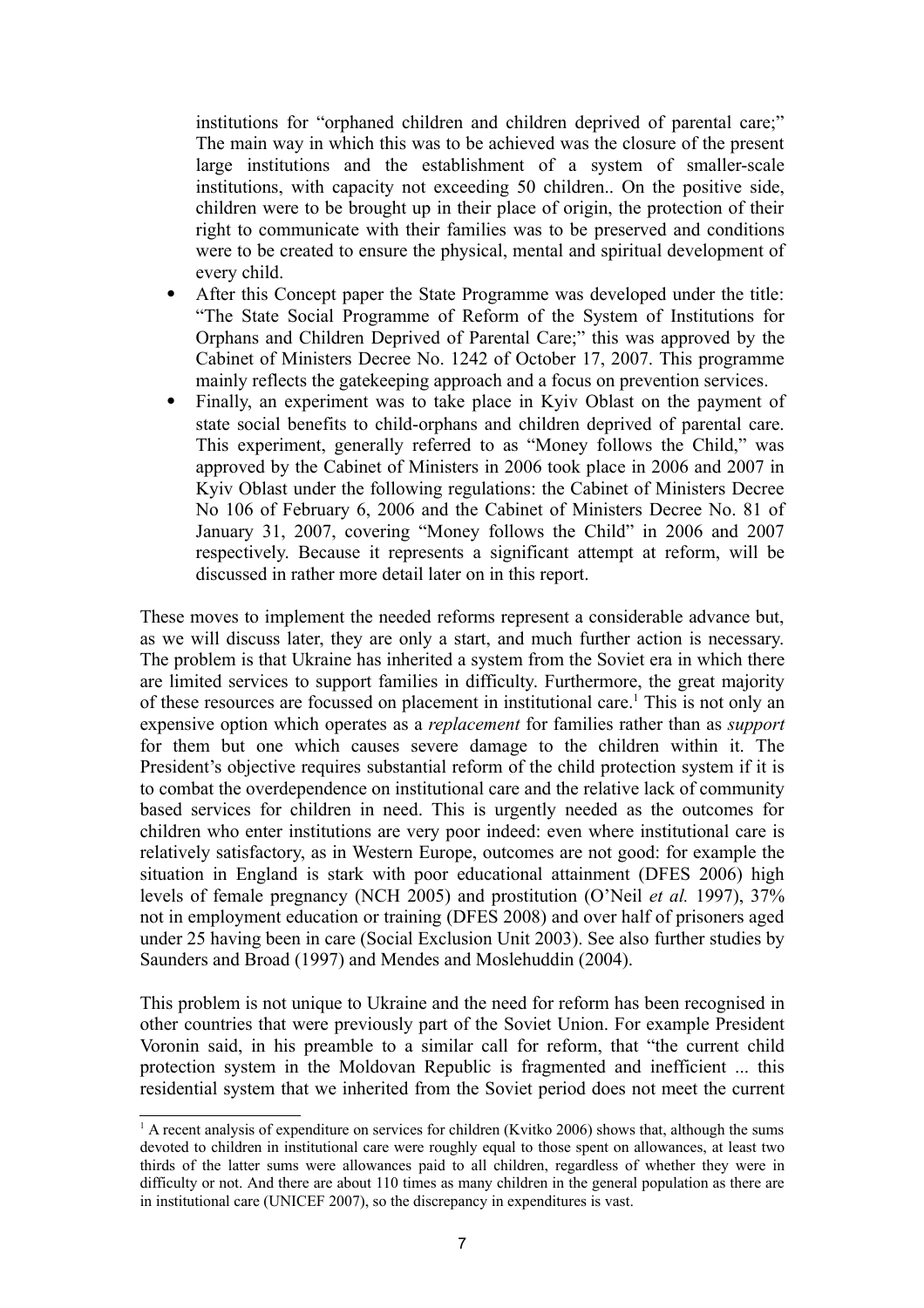institutions for "orphaned children and children deprived of parental care;" The main way in which this was to be achieved was the closure of the present large institutions and the establishment of a system of smaller-scale institutions, with capacity not exceeding 50 children.. On the positive side, children were to be brought up in their place of origin, the protection of their right to communicate with their families was to be preserved and conditions were to be created to ensure the physical, mental and spiritual development of every child.

- After this Concept paper the State Programme was developed under the title: "The State Social Programme of Reform of the System of Institutions for Orphans and Children Deprived of Parental Care;" this was approved by the Cabinet of Ministers Decree No. 1242 of October 17, 2007. This programme mainly reflects the gatekeeping approach and a focus on prevention services.
- Finally, an experiment was to take place in Kyiv Oblast on the payment of state social benefits to child-orphans and children deprived of parental care. This experiment, generally referred to as "Money follows the Child," was approved by the Cabinet of Ministers in 2006 took place in 2006 and 2007 in Kyiv Oblast under the following regulations: the Cabinet of Ministers Decree No 106 of February 6, 2006 and the Cabinet of Ministers Decree No. 81 of January 31, 2007, covering "Money follows the Child" in 2006 and 2007 respectively. Because it represents a significant attempt at reform, will be discussed in rather more detail later on in this report.

These moves to implement the needed reforms represent a considerable advance but, as we will discuss later, they are only a start, and much further action is necessary. The problem is that Ukraine has inherited a system from the Soviet era in which there are limited services to support families in difficulty. Furthermore, the great majority of these resources are focussed on placement in institutional care.[1] This is not only an expensive option which operates as a *replacement* for families rather than as *support* for them but one which causes severe damage to the children within it. The President's objective requires substantial reform of the child protection system if it is to combat the overdependence on institutional care and the relative lack of community based services for children in need. This is urgently needed as the outcomes for children who enter institutions are very poor indeed: even where institutional care is relatively satisfactory, as in Western Europe, outcomes are not good: for example the situation in England is stark with poor educational attainment (DFES 2006) high levels of female pregnancy (NCH 2005) and prostitution (O'Neil *et al.* 1997), 37% not in employment education or training (DFES 2008) and over half of prisoners aged under 25 having been in care (Social Exclusion Unit 2003). See also further studies by Saunders and Broad (1997) and Mendes and Moslehuddin (2004).

This problem is not unique to Ukraine and the need for reform has been recognised in other countries that were previously part of the Soviet Union. For example President Voronin said, in his preamble to a similar call for reform, that "the current child protection system in the Moldovan Republic is fragmented and inefficient ... this residential system that we inherited from the Soviet period does not meet the current

[1] A recent analysis of expenditure on services for children (Kvitko 2006) shows that, although the sums devoted to children in institutional care were roughly equal to those spent on allowances, at least two thirds of the latter sums were allowances paid to all children, regardless of whether they were in difficulty or not. And there are about 110 times as many children in the general population as there are in institutional care (UNICEF 2007), so the discrepancy in expenditures is vast.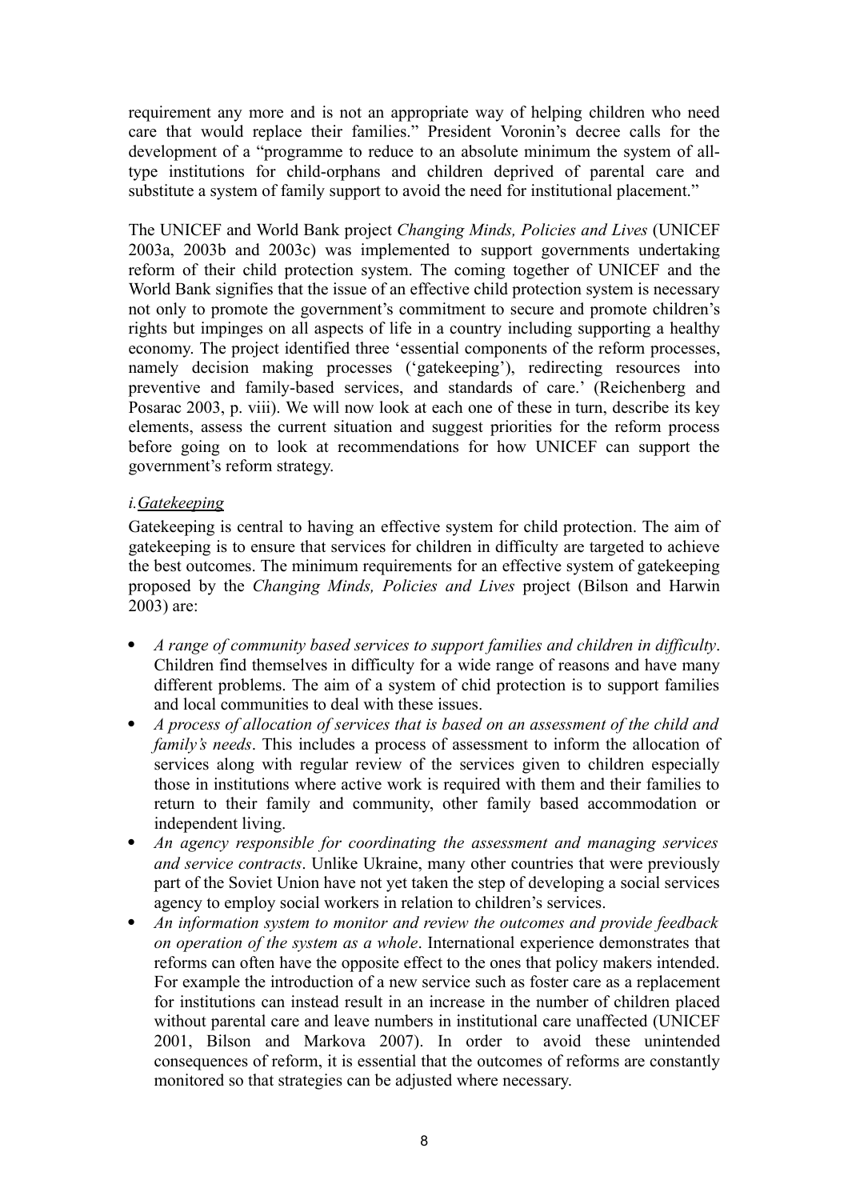requirement any more and is not an appropriate way of helping children who need care that would replace their families." President Voronin's decree calls for the development of a "programme to reduce to an absolute minimum the system of all-type institutions for child-orphans and children deprived of parental care and substitute a system of family support to avoid the need for institutional placement."

The UNICEF and World Bank project *Changing Minds, Policies and Lives* (UNICEF 2003a, 2003b and 2003c) was implemented to support governments undertaking reform of their child protection system. The coming together of UNICEF and the World Bank signifies that the issue of an effective child protection system is necessary not only to promote the government's commitment to secure and promote children's rights but impinges on all aspects of life in a country including supporting a healthy economy. The project identified three 'essential components of the reform processes, namely decision making processes ('gatekeeping'), redirecting resources into preventive and family-based services, and standards of care.' (Reichenberg and Posarac 2003, p. viii). We will now look at each one of these in turn, describe its key elements, assess the current situation and suggest priorities for the reform process before going on to look at recommendations for how UNICEF can support the government's reform strategy.

*i.Gatekeeping*

Gatekeeping is central to having an effective system for child protection. The aim of gatekeeping is to ensure that services for children in difficulty are targeted to achieve the best outcomes. The minimum requirements for an effective system of gatekeeping proposed by the *Changing Minds, Policies and Lives* project (Bilson and Harwin 2003) are:

- *A range of community based services to support families and children in difficulty*. Children find themselves in difficulty for a wide range of reasons and have many different problems. The aim of a system of chid protection is to support families and local communities to deal with these issues.
- *A process of allocation of services that is based on an assessment of the child and family's needs*. This includes a process of assessment to inform the allocation of services along with regular review of the services given to children especially those in institutions where active work is required with them and their families to return to their family and community, other family based accommodation or independent living.
- *An agency responsible for coordinating the assessment and managing services and service contracts*. Unlike Ukraine, many other countries that were previously part of the Soviet Union have not yet taken the step of developing a social services agency to employ social workers in relation to children's services.
- *An information system to monitor and review the outcomes and provide feedback on operation of the system as a whole*. International experience demonstrates that reforms can often have the opposite effect to the ones that policy makers intended. For example the introduction of a new service such as foster care as a replacement for institutions can instead result in an increase in the number of children placed without parental care and leave numbers in institutional care unaffected (UNICEF 2001, Bilson and Markova 2007). In order to avoid these unintended consequences of reform, it is essential that the outcomes of reforms are constantly monitored so that strategies can be adjusted where necessary.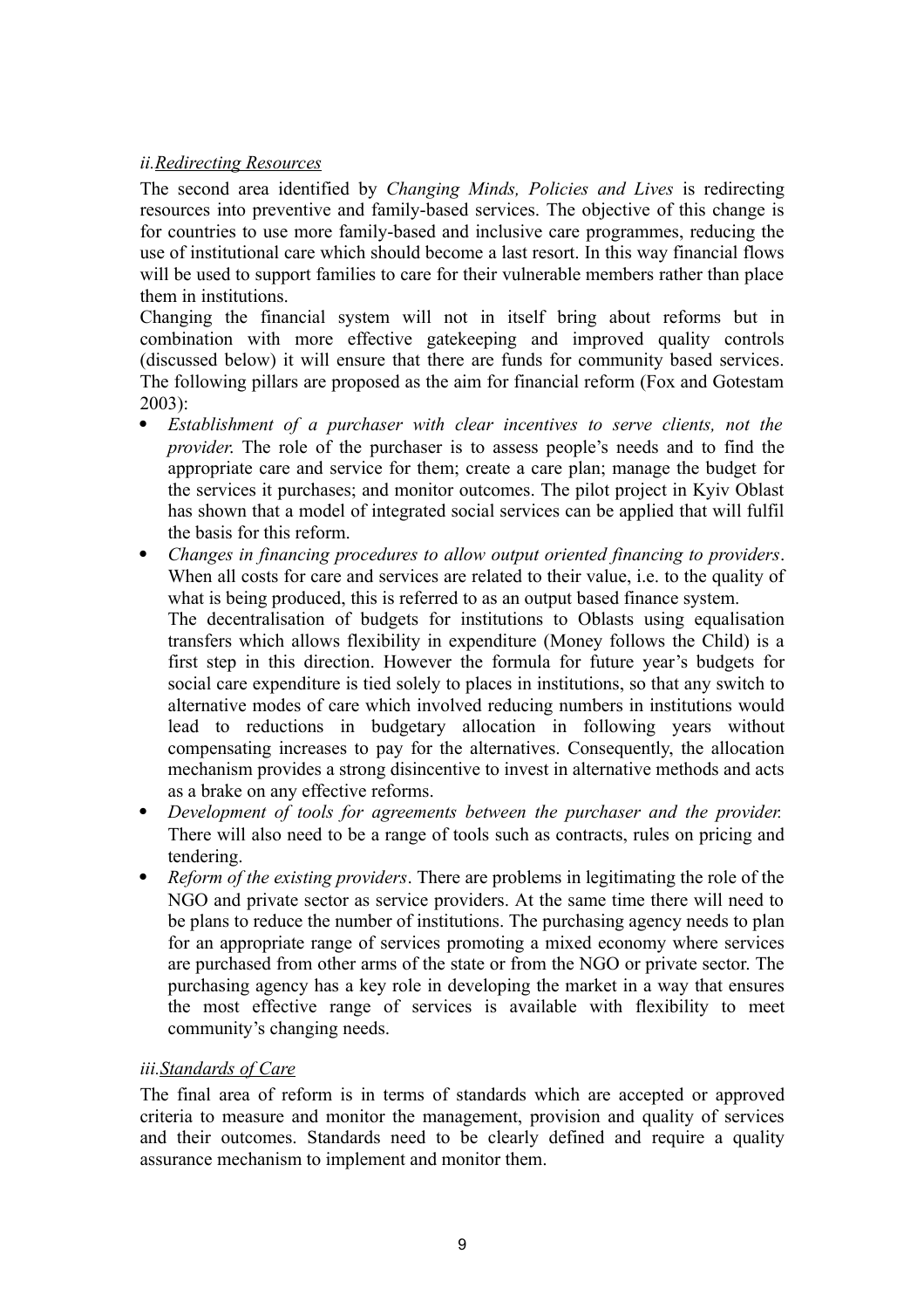### *ii.Redirecting Resources*

The second area identified by *Changing Minds, Policies and Lives* is redirecting resources into preventive and family-based services. The objective of this change is for countries to use more family-based and inclusive care programmes, reducing the use of institutional care which should become a last resort. In this way financial flows will be used to support families to care for their vulnerable members rather than place them in institutions.

Changing the financial system will not in itself bring about reforms but in combination with more effective gatekeeping and improved quality controls (discussed below) it will ensure that there are funds for community based services. The following pillars are proposed as the aim for financial reform (Fox and Gotestam 2003):

- *Establishment of a purchaser with clear incentives to serve clients, not the provider.* The role of the purchaser is to assess people's needs and to find the appropriate care and service for them; create a care plan; manage the budget for the services it purchases; and monitor outcomes. The pilot project in Kyiv Oblast has shown that a model of integrated social services can be applied that will fulfil the basis for this reform.
- *Changes in financing procedures to allow output oriented financing to providers*. When all costs for care and services are related to their value, i.e. to the quality of what is being produced, this is referred to as an output based finance system.
  The decentralisation of budgets for institutions to Oblasts using equalisation transfers which allows flexibility in expenditure (Money follows the Child) is a first step in this direction. However the formula for future year's budgets for social care expenditure is tied solely to places in institutions, so that any switch to alternative modes of care which involved reducing numbers in institutions would lead to reductions in budgetary allocation in following years without compensating increases to pay for the alternatives. Consequently, the allocation mechanism provides a strong disincentive to invest in alternative methods and acts as a brake on any effective reforms.
- *Development of tools for agreements between the purchaser and the provider.* There will also need to be a range of tools such as contracts, rules on pricing and tendering.
- *Reform of the existing providers*. There are problems in legitimating the role of the NGO and private sector as service providers. At the same time there will need to be plans to reduce the number of institutions. The purchasing agency needs to plan for an appropriate range of services promoting a mixed economy where services are purchased from other arms of the state or from the NGO or private sector. The purchasing agency has a key role in developing the market in a way that ensures the most effective range of services is available with flexibility to meet community's changing needs.

### *iii.Standards of Care*

The final area of reform is in terms of standards which are accepted or approved criteria to measure and monitor the management, provision and quality of services and their outcomes. Standards need to be clearly defined and require a quality assurance mechanism to implement and monitor them.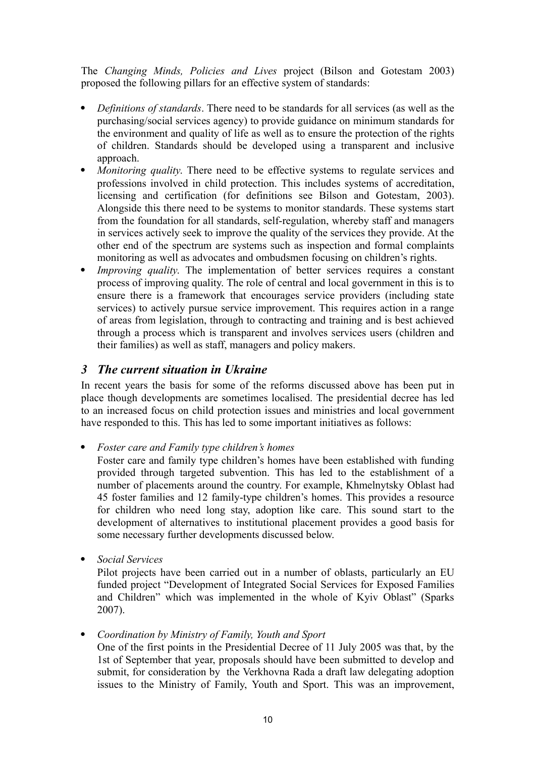The *Changing Minds, Policies and Lives* project (Bilson and Gotestam 2003) proposed the following pillars for an effective system of standards:

- *Definitions of standards*. There need to be standards for all services (as well as the purchasing/social services agency) to provide guidance on minimum standards for the environment and quality of life as well as to ensure the protection of the rights of children. Standards should be developed using a transparent and inclusive approach.
- *Monitoring quality*. There need to be effective systems to regulate services and professions involved in child protection. This includes systems of accreditation, licensing and certification (for definitions see Bilson and Gotestam, 2003). Alongside this there need to be systems to monitor standards. These systems start from the foundation for all standards, self-regulation, whereby staff and managers in services actively seek to improve the quality of the services they provide. At the other end of the spectrum are systems such as inspection and formal complaints monitoring as well as advocates and ombudsmen focusing on children's rights.
- *Improving quality*. The implementation of better services requires a constant process of improving quality. The role of central and local government in this is to ensure there is a framework that encourages service providers (including state services) to actively pursue service improvement. This requires action in a range of areas from legislation, through to contracting and training and is best achieved through a process which is transparent and involves services users (children and their families) as well as staff, managers and policy makers.

## *3 The current situation in Ukraine*

In recent years the basis for some of the reforms discussed above has been put in place though developments are sometimes localised. The presidential decree has led to an increased focus on child protection issues and ministries and local government have responded to this. This has led to some important initiatives as follows:

- *Foster care and Family type children's homes*

  Foster care and family type children's homes have been established with funding provided through targeted subvention. This has led to the establishment of a number of placements around the country. For example, Khmelnytsky Oblast had 45 foster families and 12 family-type children's homes. This provides a resource for children who need long stay, adoption like care. This sound start to the development of alternatives to institutional placement provides a good basis for some necessary further developments discussed below.

- *Social Services*

  Pilot projects have been carried out in a number of oblasts, particularly an EU funded project "Development of Integrated Social Services for Exposed Families and Children" which was implemented in the whole of Kyiv Oblast" (Sparks 2007).

- *Coordination by Ministry of Family, Youth and Sport*

  One of the first points in the Presidential Decree of 11 July 2005 was that, by the 1st of September that year, proposals should have been submitted to develop and submit, for consideration by the Verkhovna Rada a draft law delegating adoption issues to the Ministry of Family, Youth and Sport. This was an improvement,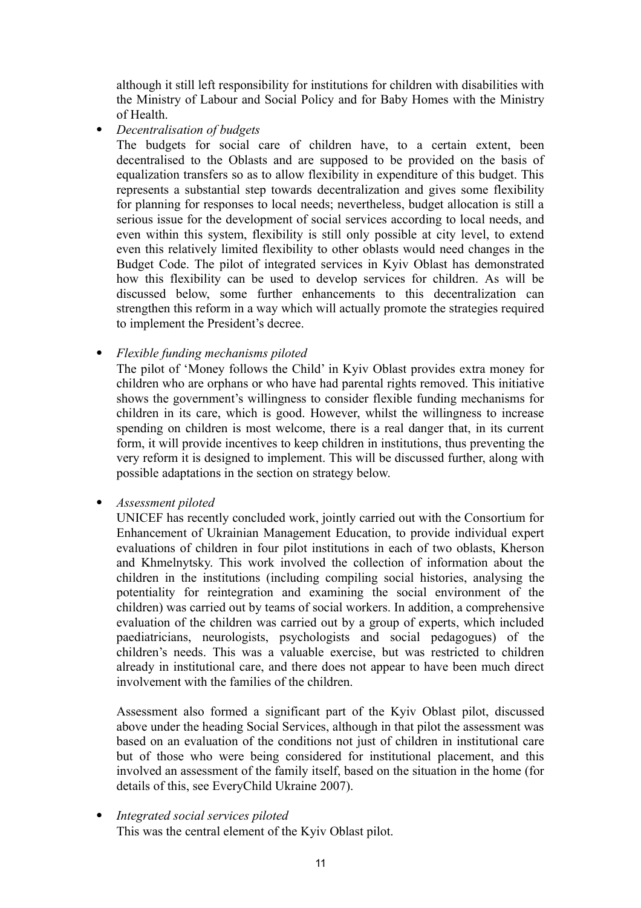although it still left responsibility for institutions for children with disabilities with the Ministry of Labour and Social Policy and for Baby Homes with the Ministry of Health.

- *Decentralisation of budgets*
  The budgets for social care of children have, to a certain extent, been decentralised to the Oblasts and are supposed to be provided on the basis of equalization transfers so as to allow flexibility in expenditure of this budget. This represents a substantial step towards decentralization and gives some flexibility for planning for responses to local needs; nevertheless, budget allocation is still a serious issue for the development of social services according to local needs, and even within this system, flexibility is still only possible at city level, to extend even this relatively limited flexibility to other oblasts would need changes in the Budget Code. The pilot of integrated services in Kyiv Oblast has demonstrated how this flexibility can be used to develop services for children. As will be discussed below, some further enhancements to this decentralization can strengthen this reform in a way which will actually promote the strategies required to implement the President's decree.

- *Flexible funding mechanisms piloted*
  The pilot of 'Money follows the Child' in Kyiv Oblast provides extra money for children who are orphans or who have had parental rights removed. This initiative shows the government's willingness to consider flexible funding mechanisms for children in its care, which is good. However, whilst the willingness to increase spending on children is most welcome, there is a real danger that, in its current form, it will provide incentives to keep children in institutions, thus preventing the very reform it is designed to implement. This will be discussed further, along with possible adaptations in the section on strategy below.

- *Assessment piloted*
  UNICEF has recently concluded work, jointly carried out with the Consortium for Enhancement of Ukrainian Management Education, to provide individual expert evaluations of children in four pilot institutions in each of two oblasts, Kherson and Khmelnytsky. This work involved the collection of information about the children in the institutions (including compiling social histories, analysing the potentiality for reintegration and examining the social environment of the children) was carried out by teams of social workers. In addition, a comprehensive evaluation of the children was carried out by a group of experts, which included paediatricians, neurologists, psychologists and social pedagogues) of the children's needs. This was a valuable exercise, but was restricted to children already in institutional care, and there does not appear to have been much direct involvement with the families of the children.

  Assessment also formed a significant part of the Kyiv Oblast pilot, discussed above under the heading Social Services, although in that pilot the assessment was based on an evaluation of the conditions not just of children in institutional care but of those who were being considered for institutional placement, and this involved an assessment of the family itself, based on the situation in the home (for details of this, see EveryChild Ukraine 2007).

- *Integrated social services piloted*
  This was the central element of the Kyiv Oblast pilot.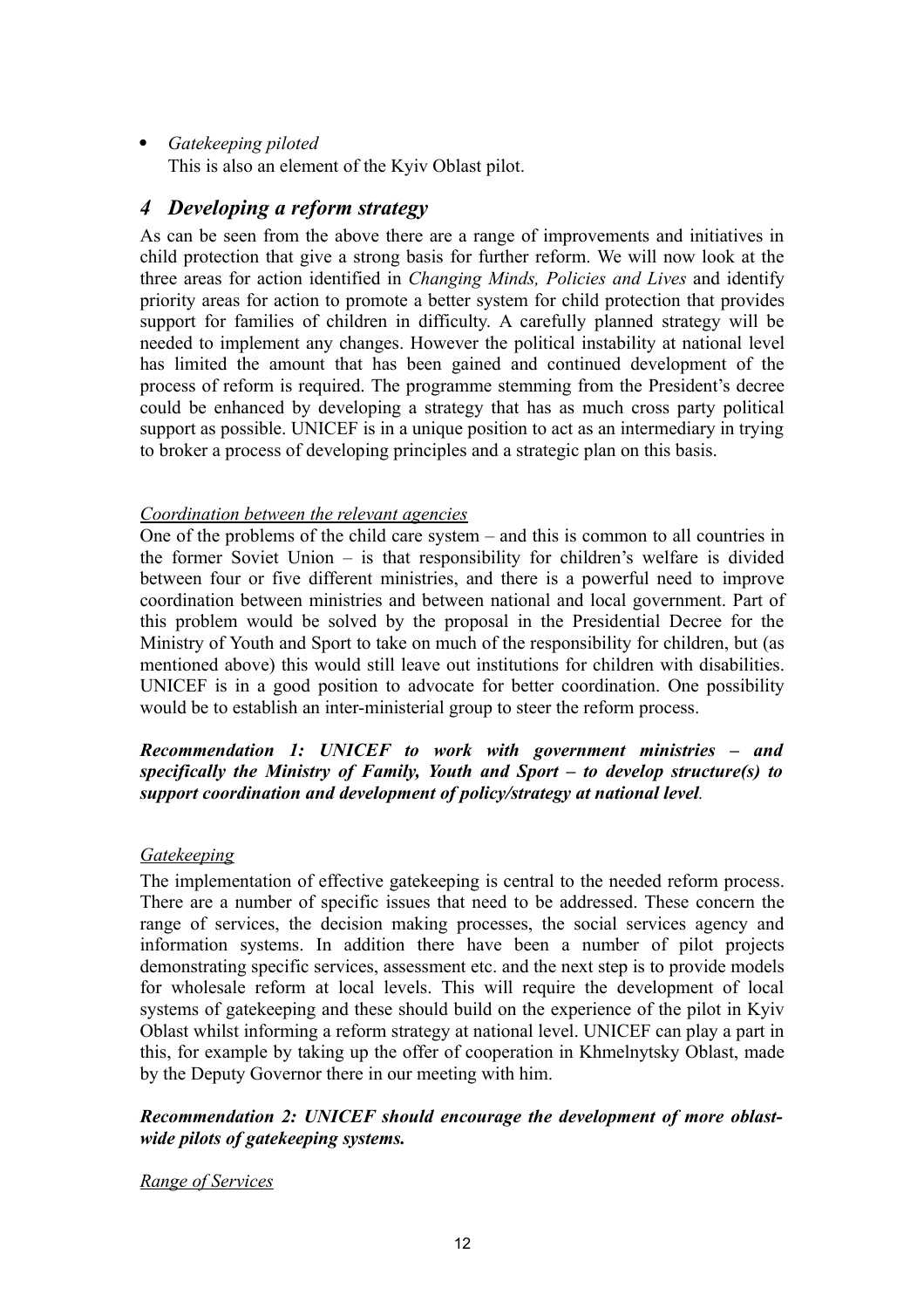- *Gatekeeping piloted*
  This is also an element of the Kyiv Oblast pilot.

## *4 Developing a reform strategy*

As can be seen from the above there are a range of improvements and initiatives in child protection that give a strong basis for further reform. We will now look at the three areas for action identified in *Changing Minds, Policies and Lives* and identify priority areas for action to promote a better system for child protection that provides support for families of children in difficulty. A carefully planned strategy will be needed to implement any changes. However the political instability at national level has limited the amount that has been gained and continued development of the process of reform is required. The programme stemming from the President's decree could be enhanced by developing a strategy that has as much cross party political support as possible. UNICEF is in a unique position to act as an intermediary in trying to broker a process of developing principles and a strategic plan on this basis.

<u>*Coordination between the relevant agencies*</u>

One of the problems of the child care system – and this is common to all countries in the former Soviet Union – is that responsibility for children's welfare is divided between four or five different ministries, and there is a powerful need to improve coordination between ministries and between national and local government. Part of this problem would be solved by the proposal in the Presidential Decree for the Ministry of Youth and Sport to take on much of the responsibility for children, but (as mentioned above) this would still leave out institutions for children with disabilities. UNICEF is in a good position to advocate for better coordination. One possibility would be to establish an inter-ministerial group to steer the reform process.

***Recommendation 1: UNICEF to work with government ministries – and specifically the Ministry of Family, Youth and Sport – to develop structure(s) to support coordination and development of policy/strategy at national level.***

<u>*Gatekeeping*</u>

The implementation of effective gatekeeping is central to the needed reform process. There are a number of specific issues that need to be addressed. These concern the range of services, the decision making processes, the social services agency and information systems. In addition there have been a number of pilot projects demonstrating specific services, assessment etc. and the next step is to provide models for wholesale reform at local levels. This will require the development of local systems of gatekeeping and these should build on the experience of the pilot in Kyiv Oblast whilst informing a reform strategy at national level. UNICEF can play a part in this, for example by taking up the offer of cooperation in Khmelnytsky Oblast, made by the Deputy Governor there in our meeting with him.

***Recommendation 2: UNICEF should encourage the development of more oblast-wide pilots of gatekeeping systems.***

<u>*Range of Services*</u>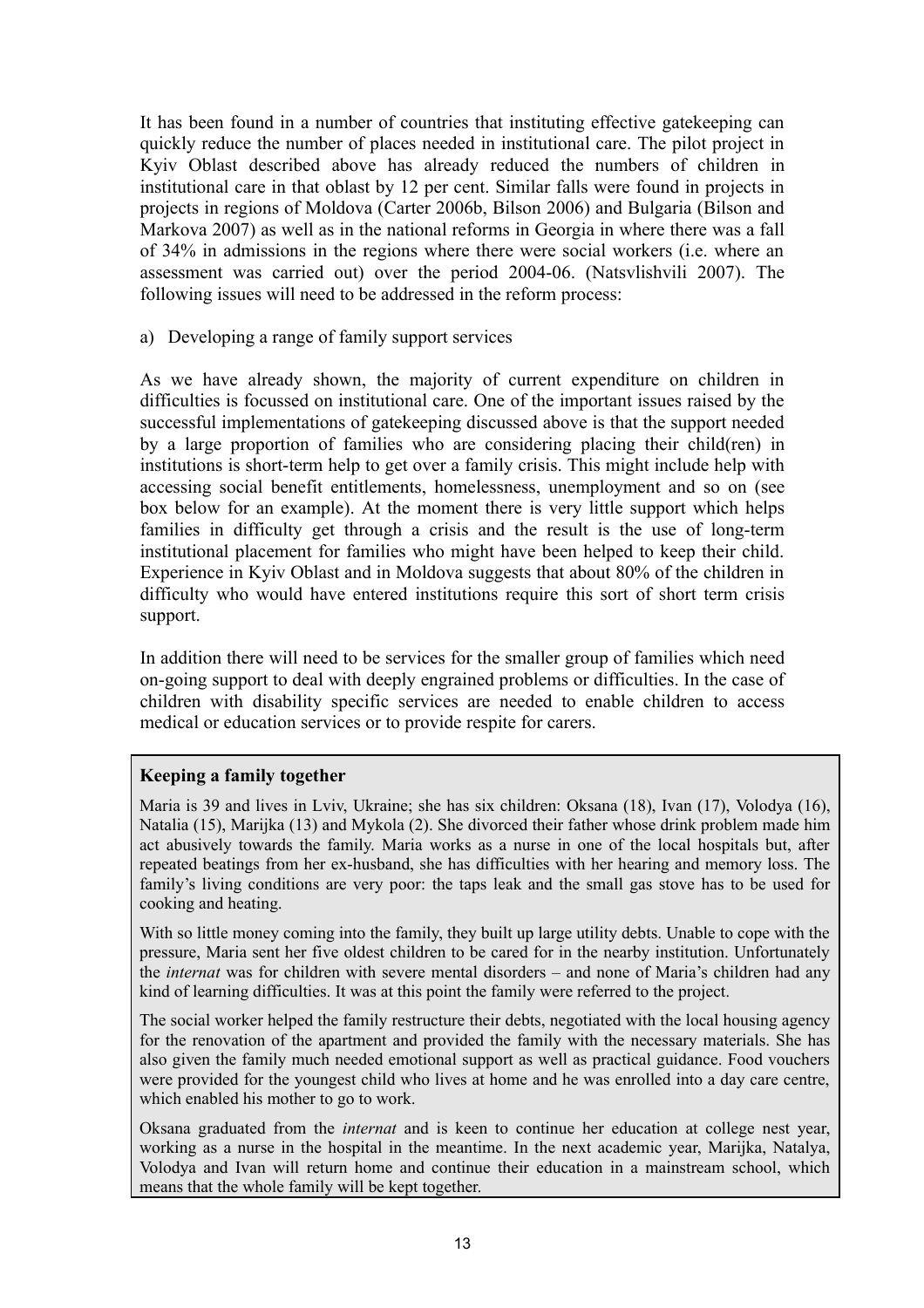It has been found in a number of countries that instituting effective gatekeeping can quickly reduce the number of places needed in institutional care. The pilot project in Kyiv Oblast described above has already reduced the numbers of children in institutional care in that oblast by 12 per cent. Similar falls were found in projects in projects in regions of Moldova (Carter 2006b, Bilson 2006) and Bulgaria (Bilson and Markova 2007) as well as in the national reforms in Georgia in where there was a fall of 34% in admissions in the regions where there were social workers (i.e. where an assessment was carried out) over the period 2004-06. (Natsvlishvili 2007). The following issues will need to be addressed in the reform process:

a) Developing a range of family support services

As we have already shown, the majority of current expenditure on children in difficulties is focussed on institutional care. One of the important issues raised by the successful implementations of gatekeeping discussed above is that the support needed by a large proportion of families who are considering placing their child(ren) in institutions is short-term help to get over a family crisis. This might include help with accessing social benefit entitlements, homelessness, unemployment and so on (see box below for an example). At the moment there is very little support which helps families in difficulty get through a crisis and the result is the use of long-term institutional placement for families who might have been helped to keep their child. Experience in Kyiv Oblast and in Moldova suggests that about 80% of the children in difficulty who would have entered institutions require this sort of short term crisis support.

In addition there will need to be services for the smaller group of families which need on-going support to deal with deeply engrained problems or difficulties. In the case of children with disability specific services are needed to enable children to access medical or education services or to provide respite for carers.

> **Keeping a family together**
>
> Maria is 39 and lives in Lviv, Ukraine; she has six children: Oksana (18), Ivan (17), Volodya (16), Natalia (15), Marijka (13) and Mykola (2). She divorced their father whose drink problem made him act abusively towards the family. Maria works as a nurse in one of the local hospitals but, after repeated beatings from her ex-husband, she has difficulties with her hearing and memory loss. The family's living conditions are very poor: the taps leak and the small gas stove has to be used for cooking and heating.
>
> With so little money coming into the family, they built up large utility debts. Unable to cope with the pressure, Maria sent her five oldest children to be cared for in the nearby institution. Unfortunately the *internat* was for children with severe mental disorders – and none of Maria's children had any kind of learning difficulties. It was at this point the family were referred to the project.
>
> The social worker helped the family restructure their debts, negotiated with the local housing agency for the renovation of the apartment and provided the family with the necessary materials. She has also given the family much needed emotional support as well as practical guidance. Food vouchers were provided for the youngest child who lives at home and he was enrolled into a day care centre, which enabled his mother to go to work.
>
> Oksana graduated from the *internat* and is keen to continue her education at college nest year, working as a nurse in the hospital in the meantime. In the next academic year, Marijka, Natalya, Volodya and Ivan will return home and continue their education in a mainstream school, which means that the whole family will be kept together.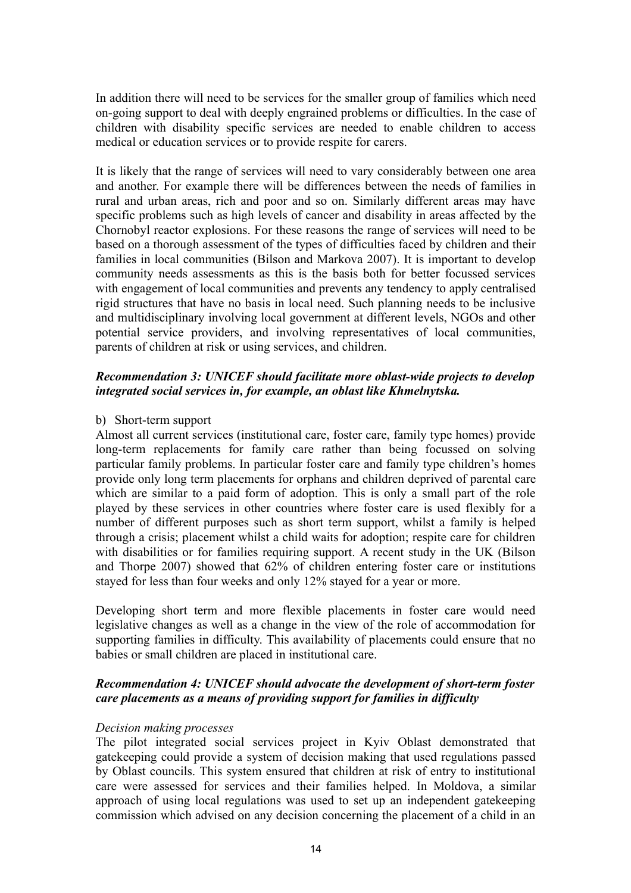In addition there will need to be services for the smaller group of families which need on-going support to deal with deeply engrained problems or difficulties. In the case of children with disability specific services are needed to enable children to access medical or education services or to provide respite for carers.

It is likely that the range of services will need to vary considerably between one area and another. For example there will be differences between the needs of families in rural and urban areas, rich and poor and so on. Similarly different areas may have specific problems such as high levels of cancer and disability in areas affected by the Chornobyl reactor explosions. For these reasons the range of services will need to be based on a thorough assessment of the types of difficulties faced by children and their families in local communities (Bilson and Markova 2007). It is important to develop community needs assessments as this is the basis both for better focussed services with engagement of local communities and prevents any tendency to apply centralised rigid structures that have no basis in local need. Such planning needs to be inclusive and multidisciplinary involving local government at different levels, NGOs and other potential service providers, and involving representatives of local communities, parents of children at risk or using services, and children.

***Recommendation 3: UNICEF should facilitate more oblast-wide projects to develop integrated social services in, for example, an oblast like Khmelnytska.***

b) Short-term support

Almost all current services (institutional care, foster care, family type homes) provide long-term replacements for family care rather than being focussed on solving particular family problems. In particular foster care and family type children's homes provide only long term placements for orphans and children deprived of parental care which are similar to a paid form of adoption. This is only a small part of the role played by these services in other countries where foster care is used flexibly for a number of different purposes such as short term support, whilst a family is helped through a crisis; placement whilst a child waits for adoption; respite care for children with disabilities or for families requiring support. A recent study in the UK (Bilson and Thorpe 2007) showed that 62% of children entering foster care or institutions stayed for less than four weeks and only 12% stayed for a year or more.

Developing short term and more flexible placements in foster care would need legislative changes as well as a change in the view of the role of accommodation for supporting families in difficulty. This availability of placements could ensure that no babies or small children are placed in institutional care.

***Recommendation 4: UNICEF should advocate the development of short-term foster care placements as a means of providing support for families in difficulty***

*Decision making processes*

The pilot integrated social services project in Kyiv Oblast demonstrated that gatekeeping could provide a system of decision making that used regulations passed by Oblast councils. This system ensured that children at risk of entry to institutional care were assessed for services and their families helped. In Moldova, a similar approach of using local regulations was used to set up an independent gatekeeping commission which advised on any decision concerning the placement of a child in an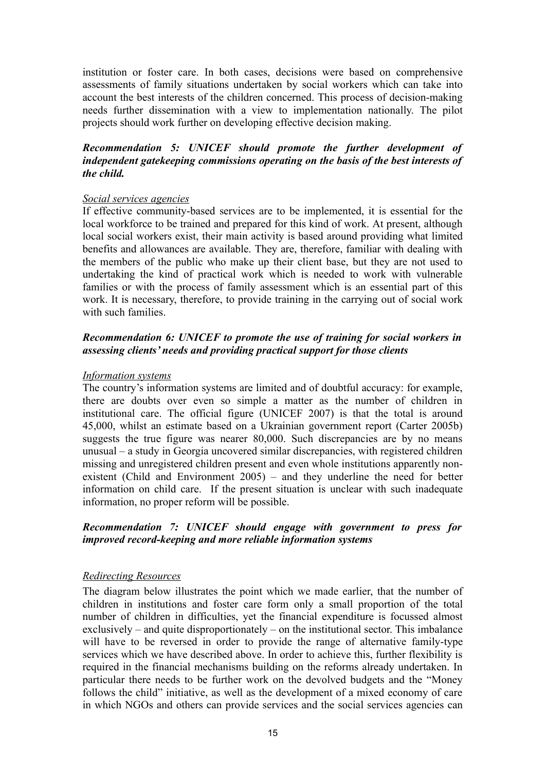institution or foster care. In both cases, decisions were based on comprehensive assessments of family situations undertaken by social workers which can take into account the best interests of the children concerned. This process of decision-making needs further dissemination with a view to implementation nationally. The pilot projects should work further on developing effective decision making.

***Recommendation 5: UNICEF should promote the further development of independent gatekeeping commissions operating on the basis of the best interests of the child.***

<u>*Social services agencies*</u>

If effective community-based services are to be implemented, it is essential for the local workforce to be trained and prepared for this kind of work. At present, although local social workers exist, their main activity is based around providing what limited benefits and allowances are available. They are, therefore, familiar with dealing with the members of the public who make up their client base, but they are not used to undertaking the kind of practical work which is needed to work with vulnerable families or with the process of family assessment which is an essential part of this work. It is necessary, therefore, to provide training in the carrying out of social work with such families.

***Recommendation 6: UNICEF to promote the use of training for social workers in assessing clients' needs and providing practical support for those clients***

<u>*Information systems*</u>

The country's information systems are limited and of doubtful accuracy: for example, there are doubts over even so simple a matter as the number of children in institutional care. The official figure (UNICEF 2007) is that the total is around 45,000, whilst an estimate based on a Ukrainian government report (Carter 2005b) suggests the true figure was nearer 80,000. Such discrepancies are by no means unusual – a study in Georgia uncovered similar discrepancies, with registered children missing and unregistered children present and even whole institutions apparently non-existent (Child and Environment 2005) – and they underline the need for better information on child care. If the present situation is unclear with such inadequate information, no proper reform will be possible.

***Recommendation 7: UNICEF should engage with government to press for improved record-keeping and more reliable information systems***

<u>*Redirecting Resources*</u>

The diagram below illustrates the point which we made earlier, that the number of children in institutions and foster care form only a small proportion of the total number of children in difficulties, yet the financial expenditure is focussed almost exclusively – and quite disproportionately – on the institutional sector. This imbalance will have to be reversed in order to provide the range of alternative family-type services which we have described above. In order to achieve this, further flexibility is required in the financial mechanisms building on the reforms already undertaken. In particular there needs to be further work on the devolved budgets and the "Money follows the child" initiative, as well as the development of a mixed economy of care in which NGOs and others can provide services and the social services agencies can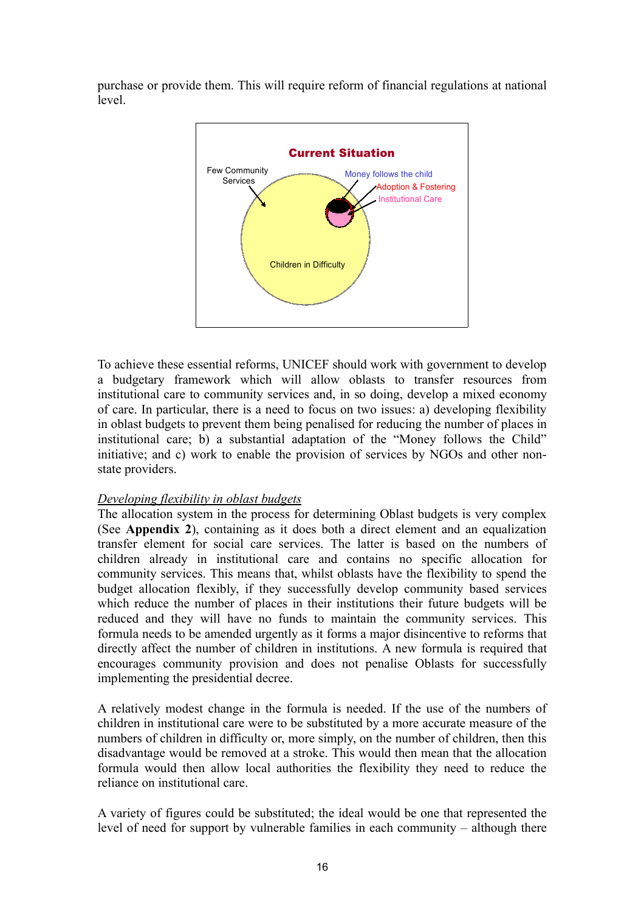purchase or provide them. This will require reform of financial regulations at national level.

**Current Situation**

Few Community Services

Money follows the child

Adoption & Fostering

Institutional Care

Children in Difficulty

To achieve these essential reforms, UNICEF should work with government to develop a budgetary framework which will allow oblasts to transfer resources from institutional care to community services and, in so doing, develop a mixed economy of care. In particular, there is a need to focus on two issues: a) developing flexibility in oblast budgets to prevent them being penalised for reducing the number of places in institutional care; b) a substantial adaptation of the "Money follows the Child" initiative; and c) work to enable the provision of services by NGOs and other non-state providers.

*Developing flexibility in oblast budgets*

The allocation system in the process for determining Oblast budgets is very complex (See **Appendix 2**), containing as it does both a direct element and an equalization transfer element for social care services. The latter is based on the numbers of children already in institutional care and contains no specific allocation for community services. This means that, whilst oblasts have the flexibility to spend the budget allocation flexibly, if they successfully develop community based services which reduce the number of places in their institutions their future budgets will be reduced and they will have no funds to maintain the community services. This formula needs to be amended urgently as it forms a major disincentive to reforms that directly affect the number of children in institutions. A new formula is required that encourages community provision and does not penalise Oblasts for successfully implementing the presidential decree.

A relatively modest change in the formula is needed. If the use of the numbers of children in institutional care were to be substituted by a more accurate measure of the numbers of children in difficulty or, more simply, on the number of children, then this disadvantage would be removed at a stroke. This would then mean that the allocation formula would then allow local authorities the flexibility they need to reduce the reliance on institutional care.

A variety of figures could be substituted; the ideal would be one that represented the level of need for support by vulnerable families in each community – although there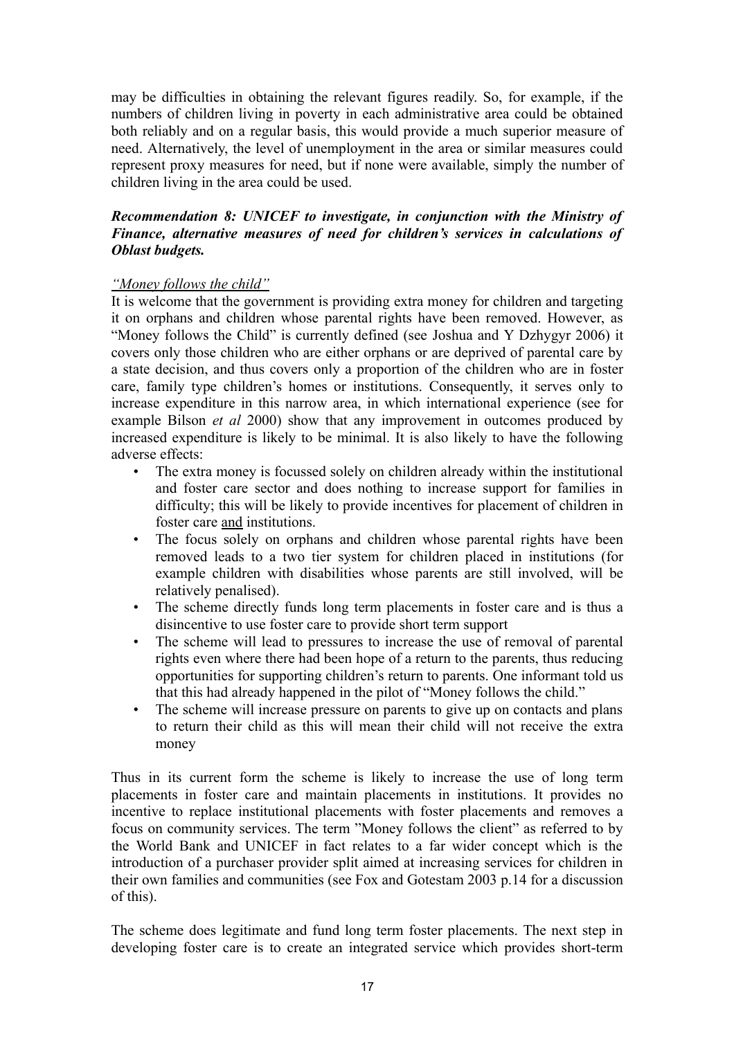may be difficulties in obtaining the relevant figures readily. So, for example, if the numbers of children living in poverty in each administrative area could be obtained both reliably and on a regular basis, this would provide a much superior measure of need. Alternatively, the level of unemployment in the area or similar measures could represent proxy measures for need, but if none were available, simply the number of children living in the area could be used.

***Recommendation 8: UNICEF to investigate, in conjunction with the Ministry of Finance, alternative measures of need for children's services in calculations of Oblast budgets.***

*"Money follows the child"*

It is welcome that the government is providing extra money for children and targeting it on orphans and children whose parental rights have been removed. However, as "Money follows the Child" is currently defined (see Joshua and Y Dzhygyr 2006) it covers only those children who are either orphans or are deprived of parental care by a state decision, and thus covers only a proportion of the children who are in foster care, family type children's homes or institutions. Consequently, it serves only to increase expenditure in this narrow area, in which international experience (see for example Bilson *et al* 2000) show that any improvement in outcomes produced by increased expenditure is likely to be minimal. It is also likely to have the following adverse effects:

- The extra money is focussed solely on children already within the institutional and foster care sector and does nothing to increase support for families in difficulty; this will be likely to provide incentives for placement of children in foster care and institutions.
- The focus solely on orphans and children whose parental rights have been removed leads to a two tier system for children placed in institutions (for example children with disabilities whose parents are still involved, will be relatively penalised).
- The scheme directly funds long term placements in foster care and is thus a disincentive to use foster care to provide short term support
- The scheme will lead to pressures to increase the use of removal of parental rights even where there had been hope of a return to the parents, thus reducing opportunities for supporting children's return to parents. One informant told us that this had already happened in the pilot of "Money follows the child."
- The scheme will increase pressure on parents to give up on contacts and plans to return their child as this will mean their child will not receive the extra money

Thus in its current form the scheme is likely to increase the use of long term placements in foster care and maintain placements in institutions. It provides no incentive to replace institutional placements with foster placements and removes a focus on community services. The term "Money follows the client" as referred to by the World Bank and UNICEF in fact relates to a far wider concept which is the introduction of a purchaser provider split aimed at increasing services for children in their own families and communities (see Fox and Gotestam 2003 p.14 for a discussion of this).

The scheme does legitimate and fund long term foster placements. The next step in developing foster care is to create an integrated service which provides short-term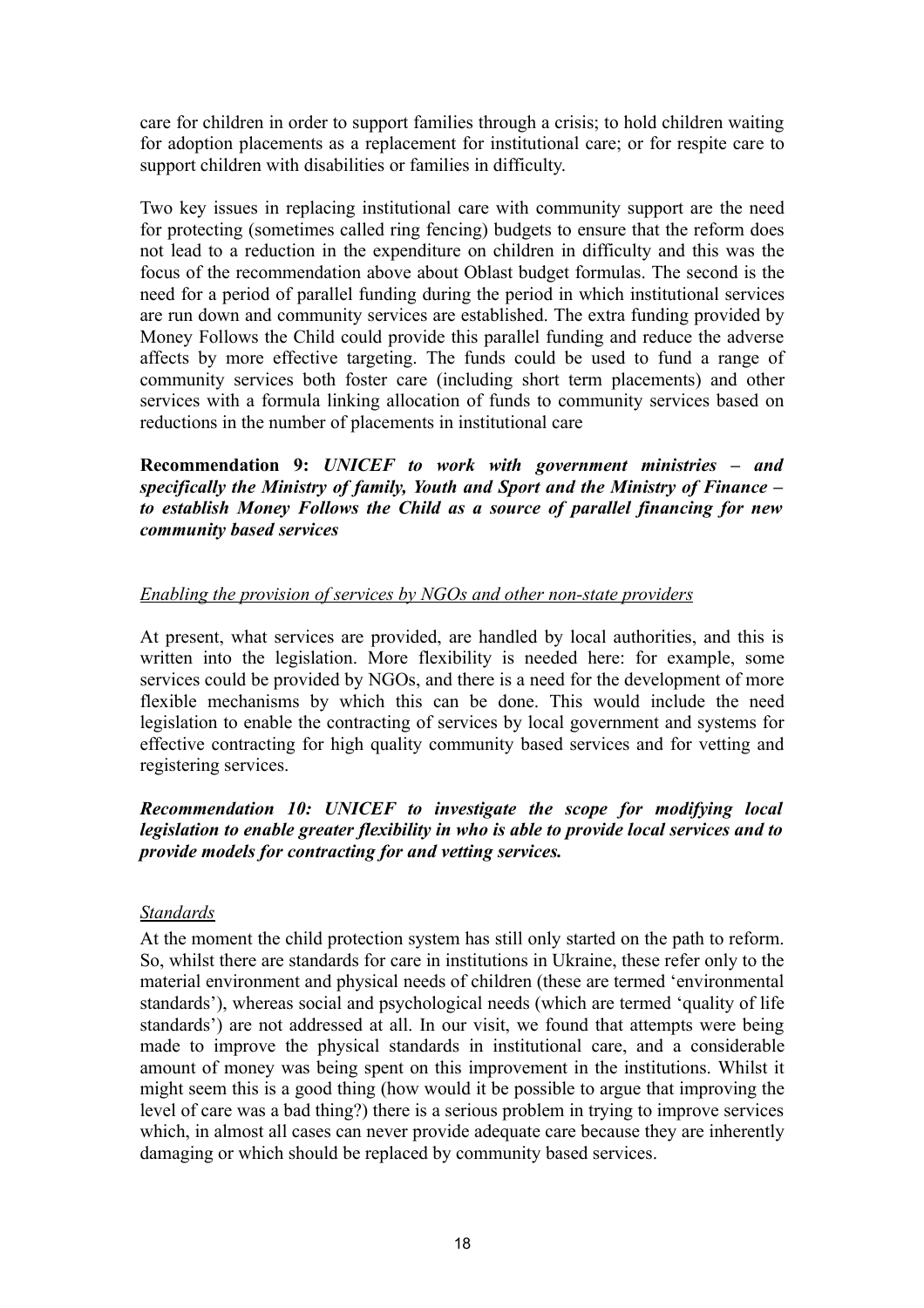care for children in order to support families through a crisis; to hold children waiting for adoption placements as a replacement for institutional care; or for respite care to support children with disabilities or families in difficulty.

Two key issues in replacing institutional care with community support are the need for protecting (sometimes called ring fencing) budgets to ensure that the reform does not lead to a reduction in the expenditure on children in difficulty and this was the focus of the recommendation above about Oblast budget formulas. The second is the need for a period of parallel funding during the period in which institutional services are run down and community services are established. The extra funding provided by Money Follows the Child could provide this parallel funding and reduce the adverse affects by more effective targeting. The funds could be used to fund a range of community services both foster care (including short term placements) and other services with a formula linking allocation of funds to community services based on reductions in the number of placements in institutional care

**Recommendation 9:** ***UNICEF to work with government ministries – and specifically the Ministry of family, Youth and Sport and the Ministry of Finance – to establish Money Follows the Child as a source of parallel financing for new community based services***

*Enabling the provision of services by NGOs and other non-state providers*

At present, what services are provided, are handled by local authorities, and this is written into the legislation. More flexibility is needed here: for example, some services could be provided by NGOs, and there is a need for the development of more flexible mechanisms by which this can be done. This would include the need legislation to enable the contracting of services by local government and systems for effective contracting for high quality community based services and for vetting and registering services.

***Recommendation 10: UNICEF to investigate the scope for modifying local legislation to enable greater flexibility in who is able to provide local services and to provide models for contracting for and vetting services.***

*Standards*

At the moment the child protection system has still only started on the path to reform. So, whilst there are standards for care in institutions in Ukraine, these refer only to the material environment and physical needs of children (these are termed 'environmental standards'), whereas social and psychological needs (which are termed 'quality of life standards') are not addressed at all. In our visit, we found that attempts were being made to improve the physical standards in institutional care, and a considerable amount of money was being spent on this improvement in the institutions. Whilst it might seem this is a good thing (how would it be possible to argue that improving the level of care was a bad thing?) there is a serious problem in trying to improve services which, in almost all cases can never provide adequate care because they are inherently damaging or which should be replaced by community based services.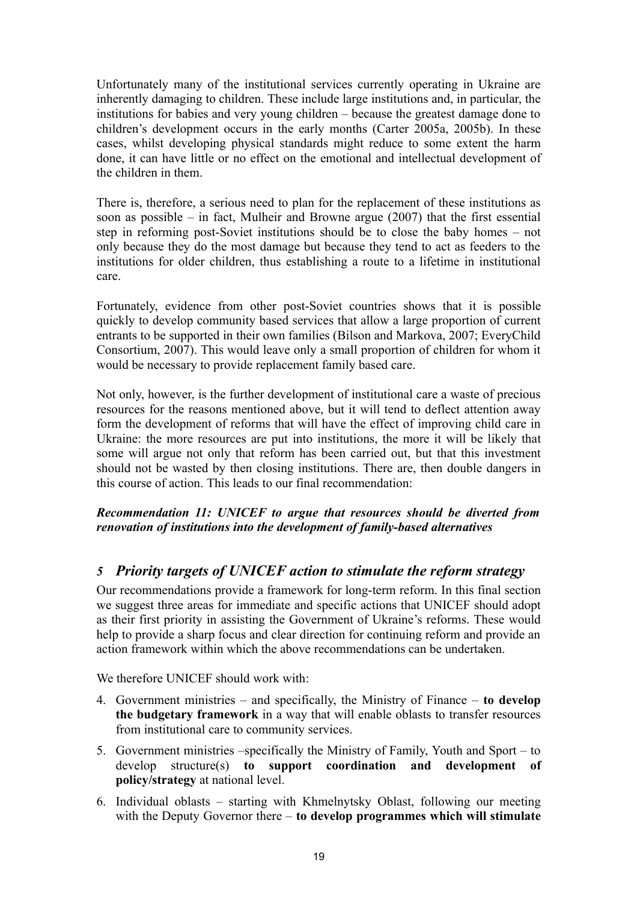Unfortunately many of the institutional services currently operating in Ukraine are inherently damaging to children. These include large institutions and, in particular, the institutions for babies and very young children – because the greatest damage done to children's development occurs in the early months (Carter 2005a, 2005b). In these cases, whilst developing physical standards might reduce to some extent the harm done, it can have little or no effect on the emotional and intellectual development of the children in them.

There is, therefore, a serious need to plan for the replacement of these institutions as soon as possible – in fact, Mulheir and Browne argue (2007) that the first essential step in reforming post-Soviet institutions should be to close the baby homes – not only because they do the most damage but because they tend to act as feeders to the institutions for older children, thus establishing a route to a lifetime in institutional care.

Fortunately, evidence from other post-Soviet countries shows that it is possible quickly to develop community based services that allow a large proportion of current entrants to be supported in their own families (Bilson and Markova, 2007; EveryChild Consortium, 2007). This would leave only a small proportion of children for whom it would be necessary to provide replacement family based care.

Not only, however, is the further development of institutional care a waste of precious resources for the reasons mentioned above, but it will tend to deflect attention away form the development of reforms that will have the effect of improving child care in Ukraine: the more resources are put into institutions, the more it will be likely that some will argue not only that reform has been carried out, but that this investment should not be wasted by then closing institutions. There are, then double dangers in this course of action. This leads to our final recommendation:

***Recommendation 11: UNICEF to argue that resources should be diverted from renovation of institutions into the development of family-based alternatives***

## *5 Priority targets of UNICEF action to stimulate the reform strategy*

Our recommendations provide a framework for long-term reform. In this final section we suggest three areas for immediate and specific actions that UNICEF should adopt as their first priority in assisting the Government of Ukraine's reforms. These would help to provide a sharp focus and clear direction for continuing reform and provide an action framework within which the above recommendations can be undertaken.

We therefore UNICEF should work with:

4. Government ministries – and specifically, the Ministry of Finance – **to develop the budgetary framework** in a way that will enable oblasts to transfer resources from institutional care to community services.
5. Government ministries –specifically the Ministry of Family, Youth and Sport – to develop structure(s) **to support coordination and development of policy/strategy** at national level.
6. Individual oblasts – starting with Khmelnytsky Oblast, following our meeting with the Deputy Governor there – **to develop programmes which will stimulate**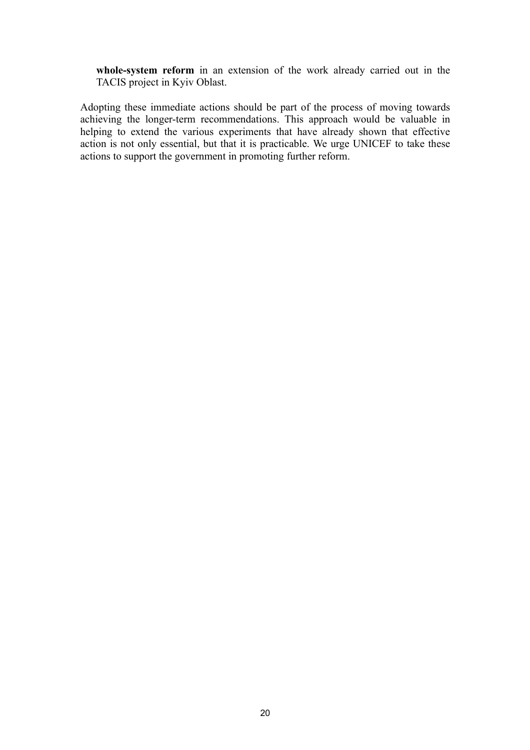**whole-system reform** in an extension of the work already carried out in the TACIS project in Kyiv Oblast.

Adopting these immediate actions should be part of the process of moving towards achieving the longer-term recommendations. This approach would be valuable in helping to extend the various experiments that have already shown that effective action is not only essential, but that it is practicable. We urge UNICEF to take these actions to support the government in promoting further reform.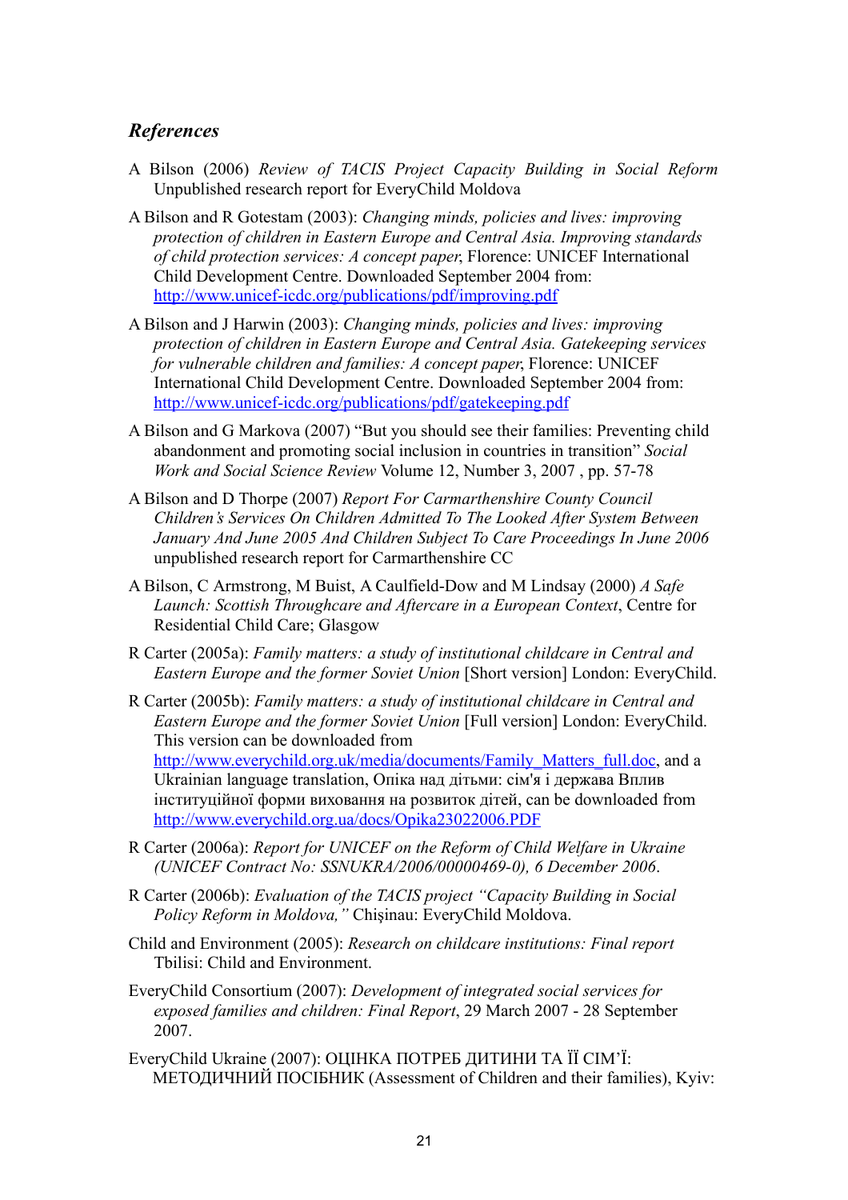## *References*

A Bilson (2006) *Review of TACIS Project Capacity Building in Social Reform* Unpublished research report for EveryChild Moldova

A Bilson and R Gotestam (2003): *Changing minds, policies and lives: improving protection of children in Eastern Europe and Central Asia. Improving standards of child protection services: A concept paper*, Florence: UNICEF International Child Development Centre. Downloaded September 2004 from: http://www.unicef-icdc.org/publications/pdf/improving.pdf

A Bilson and J Harwin (2003): *Changing minds, policies and lives: improving protection of children in Eastern Europe and Central Asia. Gatekeeping services for vulnerable children and families: A concept paper*, Florence: UNICEF International Child Development Centre. Downloaded September 2004 from: http://www.unicef-icdc.org/publications/pdf/gatekeeping.pdf

A Bilson and G Markova (2007) "But you should see their families: Preventing child abandonment and promoting social inclusion in countries in transition" *Social Work and Social Science Review* Volume 12, Number 3, 2007 , pp. 57-78

A Bilson and D Thorpe (2007) *Report For Carmarthenshire County Council Children's Services On Children Admitted To The Looked After System Between January And June 2005 And Children Subject To Care Proceedings In June 2006* unpublished research report for Carmarthenshire CC

A Bilson, C Armstrong, M Buist, A Caulfield-Dow and M Lindsay (2000) *A Safe Launch: Scottish Throughcare and Aftercare in a European Context*, Centre for Residential Child Care; Glasgow

R Carter (2005a): *Family matters: a study of institutional childcare in Central and Eastern Europe and the former Soviet Union* [Short version] London: EveryChild.

R Carter (2005b): *Family matters: a study of institutional childcare in Central and Eastern Europe and the former Soviet Union* [Full version] London: EveryChild. This version can be downloaded from http://www.everychild.org.uk/media/documents/Family_Matters_full.doc, and a Ukrainian language translation, Опіка над дітьми: сім'я і держава Вплив інституційної форми виховання на розвиток дітей, can be downloaded from http://www.everychild.org.ua/docs/Opika23022006.PDF

R Carter (2006a): *Report for UNICEF on the Reform of Child Welfare in Ukraine (UNICEF Contract No: SSNUKRA/2006/00000469-0), 6 December 2006*.

R Carter (2006b): *Evaluation of the TACIS project "Capacity Building in Social Policy Reform in Moldova,"* Chişinau: EveryChild Moldova.

Child and Environment (2005): *Research on childcare institutions: Final report* Tbilisi: Child and Environment.

EveryChild Consortium (2007): *Development of integrated social services for exposed families and children: Final Report*, 29 March 2007 - 28 September 2007.

EveryChild Ukraine (2007): ОЦІНКА ПОТРЕБ ДИТИНИ ТА ЇЇ СІМ'Ї: МЕТОДИЧНИЙ ПОСІБНИК (Assessment of Children and their families), Kyiv: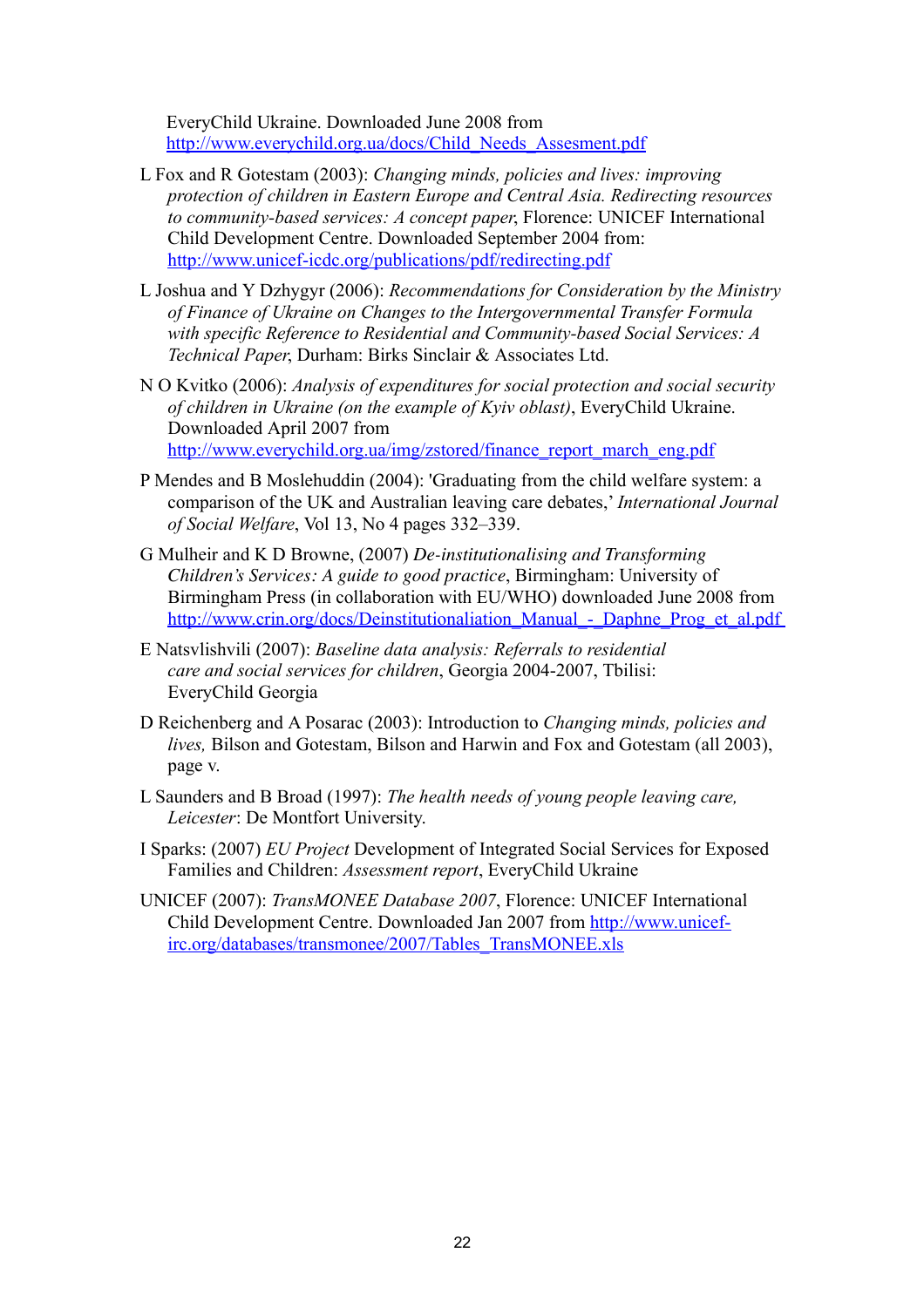EveryChild Ukraine. Downloaded June 2008 from http://www.everychild.org.ua/docs/Child_Needs_Assesment.pdf

L Fox and R Gotestam (2003): *Changing minds, policies and lives: improving protection of children in Eastern Europe and Central Asia. Redirecting resources to community-based services: A concept paper*, Florence: UNICEF International Child Development Centre. Downloaded September 2004 from: http://www.unicef-icdc.org/publications/pdf/redirecting.pdf

L Joshua and Y Dzhygyr (2006): *Recommendations for Consideration by the Ministry of Finance of Ukraine on Changes to the Intergovernmental Transfer Formula with specific Reference to Residential and Community-based Social Services: A Technical Paper*, Durham: Birks Sinclair & Associates Ltd.

N O Kvitko (2006): *Analysis of expenditures for social protection and social security of children in Ukraine (on the example of Kyiv oblast)*, EveryChild Ukraine. Downloaded April 2007 from http://www.everychild.org.ua/img/zstored/finance_report_march_eng.pdf

P Mendes and B Moslehuddin (2004): 'Graduating from the child welfare system: a comparison of the UK and Australian leaving care debates,' *International Journal of Social Welfare*, Vol 13, No 4 pages 332–339.

G Mulheir and K D Browne, (2007) *De-institutionalising and Transforming Children's Services: A guide to good practice*, Birmingham: University of Birmingham Press (in collaboration with EU/WHO) downloaded June 2008 from http://www.crin.org/docs/Deinstitutionaliation_Manual_-_Daphne_Prog_et_al.pdf

E Natsvlishvili (2007): *Baseline data analysis: Referrals to residential care and social services for children*, Georgia 2004-2007, Tbilisi: EveryChild Georgia

D Reichenberg and A Posarac (2003): Introduction to *Changing minds, policies and lives,* Bilson and Gotestam, Bilson and Harwin and Fox and Gotestam (all 2003), page v.

L Saunders and B Broad (1997): *The health needs of young people leaving care, Leicester*: De Montfort University.

I Sparks: (2007) *EU Project* Development of Integrated Social Services for Exposed Families and Children: *Assessment report*, EveryChild Ukraine

UNICEF (2007): *TransMONEE Database 2007*, Florence: UNICEF International Child Development Centre. Downloaded Jan 2007 from http://www.unicef-irc.org/databases/transmonee/2007/Tables_TransMONEE.xls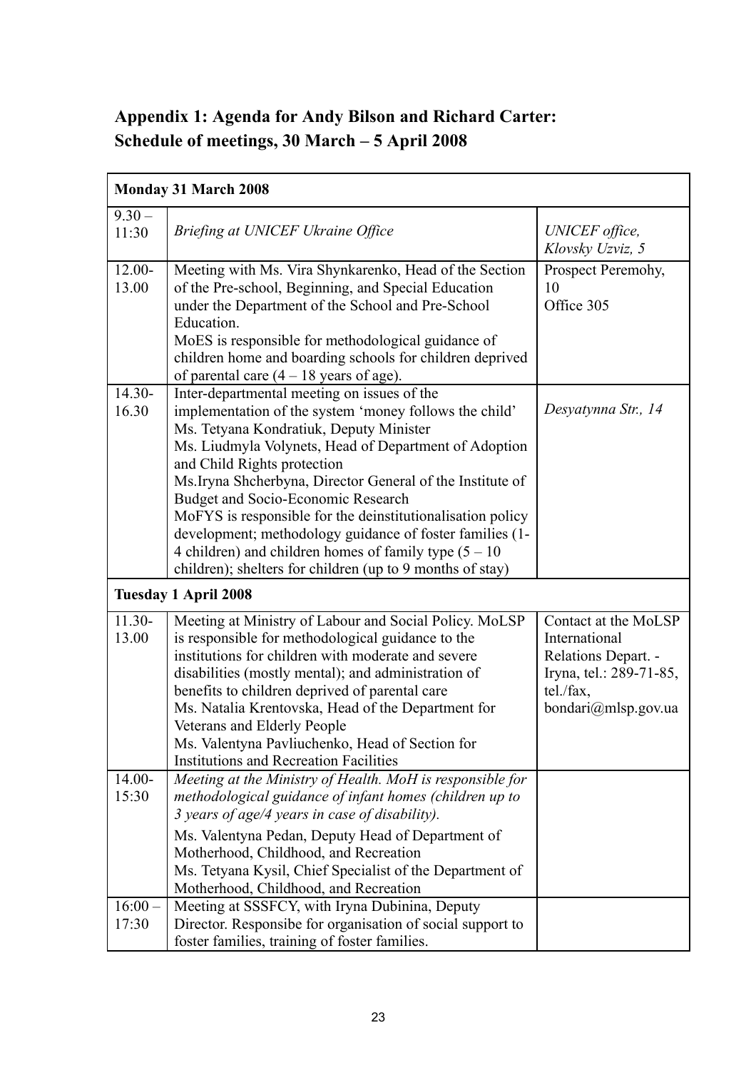## Appendix 1: Agenda for Andy Bilson and Richard Carter: Schedule of meetings, 30 March – 5 April 2008

| Monday 31 March 2008 | | |
|---|---|---|
| 9.30 – 11:30 | *Briefing at UNICEF Ukraine Office* | *UNICEF office, Klovsky Uzviz, 5* |
| 12.00-13.00 | Meeting with Ms. Vira Shynkarenko, Head of the Section of the Pre-school, Beginning, and Special Education under the Department of the School and Pre-School Education.<br>MoES is responsible for methodological guidance of children home and boarding schools for children deprived of parental care (4 – 18 years of age). | Prospect Peremohy, 10<br>Office 305 |
| 14.30-16.30 | Inter-departmental meeting on issues of the implementation of the system 'money follows the child'<br>Ms. Tetyana Kondratiuk, Deputy Minister<br>Ms. Liudmyla Volynets, Head of Department of Adoption and Child Rights protection<br>Ms.Iryna Shcherbyna, Director General of the Institute of Budget and Socio-Economic Research<br>MoFYS is responsible for the deinstitutionalisation policy development; methodology guidance of foster families (1-4 children) and children homes of family type (5 – 10 children); shelters for children (up to 9 months of stay) | *Desyatynna Str., 14* |
| **Tuesday 1 April 2008** | | |
| 11.30-13.00 | Meeting at Ministry of Labour and Social Policy. MoLSP is responsible for methodological guidance to the institutions for children with moderate and severe disabilities (mostly mental); and administration of benefits to children deprived of parental care<br>Ms. Natalia Krentovska, Head of the Department for Veterans and Elderly People<br>Ms. Valentyna Pavliuchenko, Head of Section for Institutions and Recreation Facilities | Contact at the MoLSP International Relations Depart. - Iryna, tel.: 289-71-85, tel./fax, bondari@mlsp.gov.ua |
| 14.00-15:30 | *Meeting at the Ministry of Health. MoH is responsible for methodological guidance of infant homes (children up to 3 years of age/4 years in case of disability).*<br>Ms. Valentyna Pedan, Deputy Head of Department of Motherhood, Childhood, and Recreation<br>Ms. Tetyana Kysil, Chief Specialist of the Department of Motherhood, Childhood, and Recreation | |
| 16:00 – 17:30 | Meeting at SSSFCY, with Iryna Dubinina, Deputy Director. Responsibe for organisation of social support to foster families, training of foster families. | |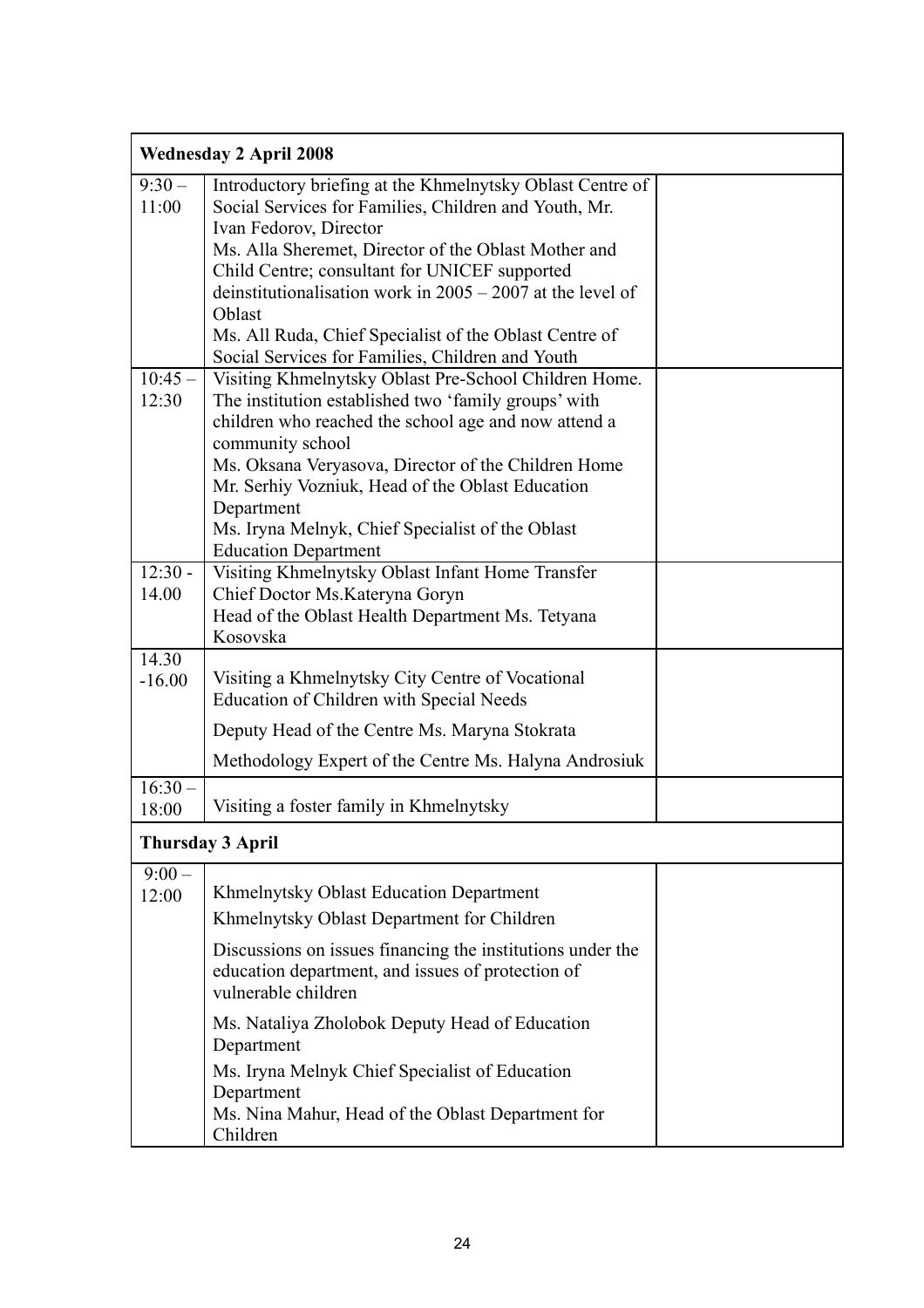| **Wednesday 2 April 2008** | | |
|---|---|---|
| 9:30 – 11:00 | Introductory briefing at the Khmelnytsky Oblast Centre of Social Services for Families, Children and Youth, Mr. Ivan Fedorov, Director<br>Ms. Alla Sheremet, Director of the Oblast Mother and Child Centre; consultant for UNICEF supported deinstitutionalisation work in 2005 – 2007 at the level of Oblast<br>Ms. All Ruda, Chief Specialist of the Oblast Centre of Social Services for Families, Children and Youth | |
| 10:45 – 12:30 | Visiting Khmelnytsky Oblast Pre-School Children Home. The institution established two 'family groups' with children who reached the school age and now attend a community school<br>Ms. Oksana Veryasova, Director of the Children Home<br>Mr. Serhiy Vozniuk, Head of the Oblast Education Department<br>Ms. Iryna Melnyk, Chief Specialist of the Oblast Education Department | |
| 12:30 - 14.00 | Visiting Khmelnytsky Oblast Infant Home Transfer<br>Chief Doctor Ms.Kateryna Goryn<br>Head of the Oblast Health Department Ms. Tetyana Kosovska | |
| 14.30 -16.00 | Visiting a Khmelnytsky City Centre of Vocational Education of Children with Special Needs<br>Deputy Head of the Centre Ms. Maryna Stokrata<br>Methodology Expert of the Centre Ms. Halyna Androsiuk | |
| 16:30 – 18:00 | Visiting a foster family in Khmelnytsky | |
| **Thursday 3 April** | | |
| 9:00 – 12:00 | Khmelnytsky Oblast Education Department<br>Khmelnytsky Oblast Department for Children<br>Discussions on issues financing the institutions under the education department, and issues of protection of vulnerable children<br>Ms. Nataliya Zholobok Deputy Head of Education Department<br>Ms. Iryna Melnyk Chief Specialist of Education Department<br>Ms. Nina Mahur, Head of the Oblast Department for Children | |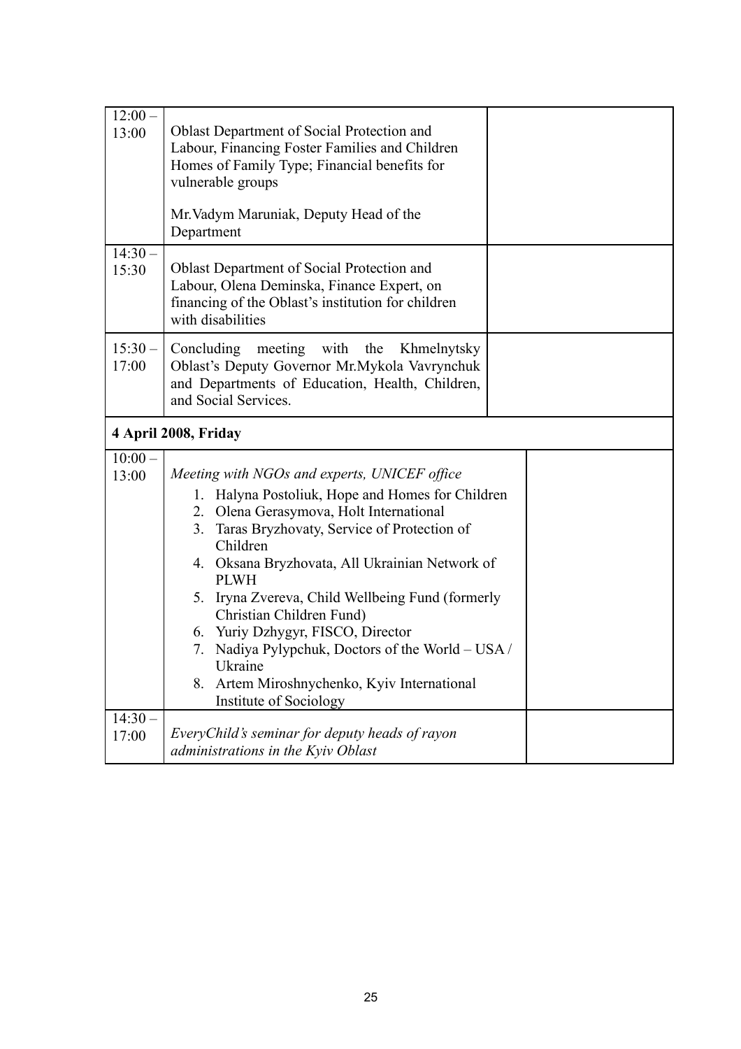| | | |
|---|---|---|
| 12:00 – 13:00 | Oblast Department of Social Protection and Labour, Financing Foster Families and Children Homes of Family Type; Financial benefits for vulnerable groups<br><br>Mr.Vadym Maruniak, Deputy Head of the Department | |
| 14:30 – 15:30 | Oblast Department of Social Protection and Labour, Olena Deminska, Finance Expert, on financing of the Oblast's institution for children with disabilities | |
| 15:30 – 17:00 | Concluding meeting with the Khmelnytsky Oblast's Deputy Governor Mr.Mykola Vavrynchuk and Departments of Education, Health, Children, and Social Services. | |
| **4 April 2008, Friday** | | |
| 10:00 – 13:00 | *Meeting with NGOs and experts, UNICEF office*<br>1. Halyna Postoliuk, Hope and Homes for Children<br>2. Olena Gerasymova, Holt International<br>3. Taras Bryzhovaty, Service of Protection of Children<br>4. Oksana Bryzhovata, All Ukrainian Network of PLWH<br>5. Iryna Zvereva, Child Wellbeing Fund (formerly Christian Children Fund)<br>6. Yuriy Dzhygyr, FISCO, Director<br>7. Nadiya Pylypchuk, Doctors of the World – USA / Ukraine<br>8. Artem Miroshnychenko, Kyiv International Institute of Sociology | |
| 14:30 – 17:00 | *EveryChild's seminar for deputy heads of rayon administrations in the Kyiv Oblast* | |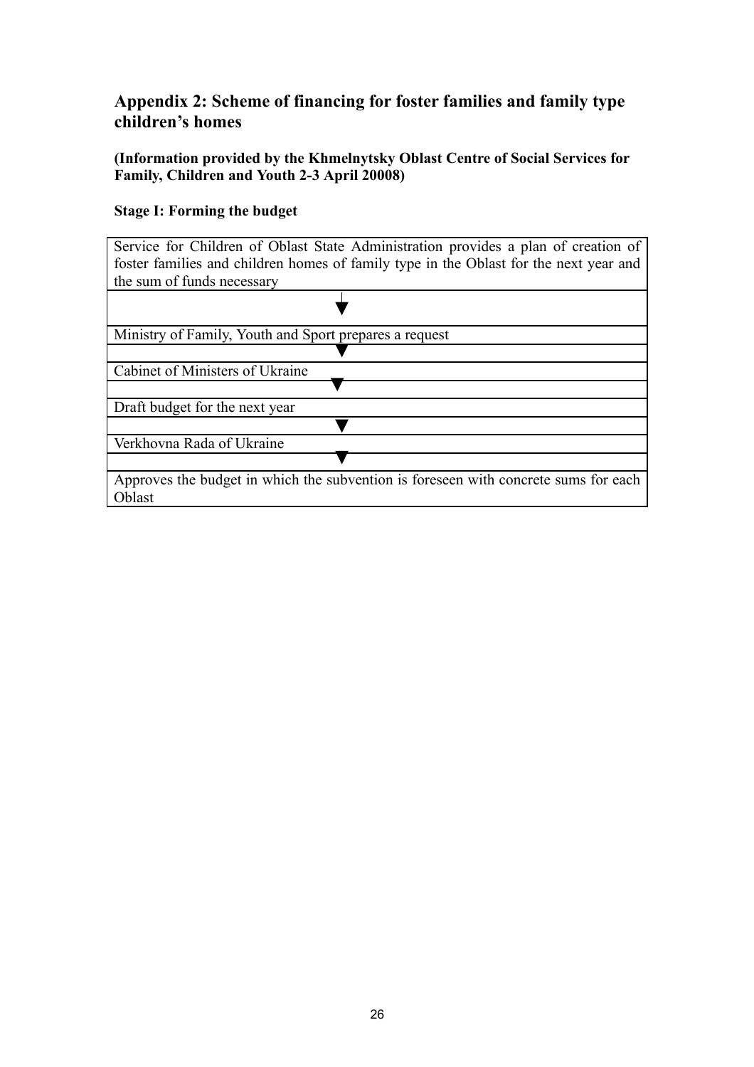## Appendix 2: Scheme of financing for foster families and family type children's homes

**(Information provided by the Khmelnytsky Oblast Centre of Social Services for Family, Children and Youth 2-3 April 20008)**

**Stage I: Forming the budget**

| Service for Children of Oblast State Administration provides a plan of creation of foster families and children homes of family type in the Oblast for the next year and the sum of funds necessary |
|---|
| ▼ |
| Ministry of Family, Youth and Sport prepares a request |
| ▼ |
| Cabinet of Ministers of Ukraine |
| ▼ |
| Draft budget for the next year |
| ▼ |
| Verkhovna Rada of Ukraine |
| ▼ |
| Approves the budget in which the subvention is foreseen with concrete sums for each Oblast |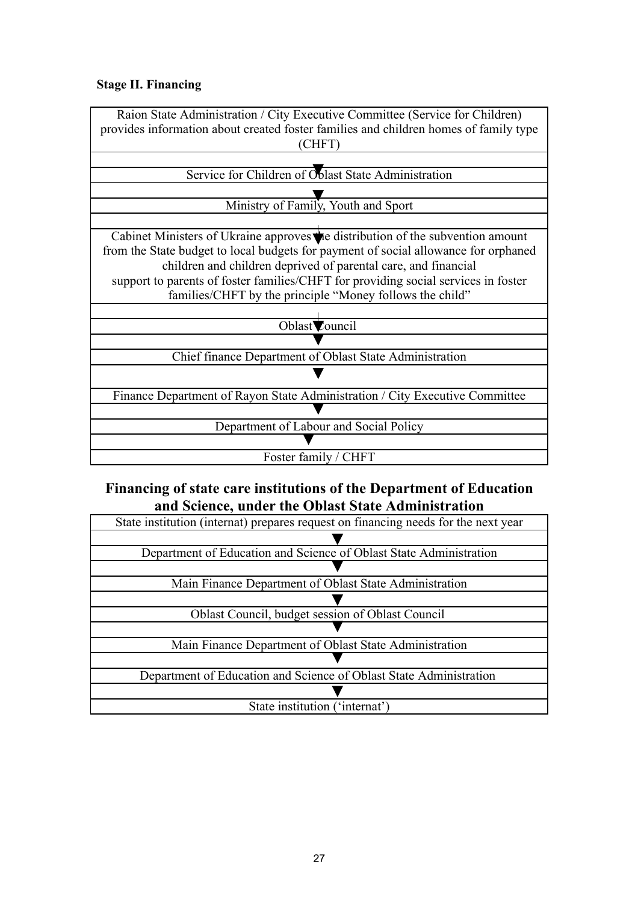**Stage II. Financing**

| Raion State Administration / City Executive Committee (Service for Children) provides information about created foster families and children homes of family type (CHFT) |
|---|
| ▼ |
| Service for Children of Oblast State Administration |
| ▼ |
| Ministry of Family, Youth and Sport |
| ▼ |
| Cabinet Ministers of Ukraine approves the distribution of the subvention amount from the State budget to local budgets for payment of social allowance for orphaned children and children deprived of parental care, and financial support to parents of foster families/CHFT for providing social services in foster families/CHFT by the principle "Money follows the child" |
| ▼ |
| Oblast Council |
| ▼ |
| Chief finance Department of Oblast State Administration |
| ▼ |
| Finance Department of Rayon State Administration / City Executive Committee |
| ▼ |
| Department of Labour and Social Policy |
| ▼ |
| Foster family / CHFT |

## Financing of state care institutions of the Department of Education and Science, under the Oblast State Administration

| State institution (internat) prepares request on financing needs for the next year |
|---|
| ▼ |
| Department of Education and Science of Oblast State Administration |
| ▼ |
| Main Finance Department of Oblast State Administration |
| ▼ |
| Oblast Council, budget session of Oblast Council |
| ▼ |
| Main Finance Department of Oblast State Administration |
| ▼ |
| Department of Education and Science of Oblast State Administration |
| ▼ |
| State institution ('internat') |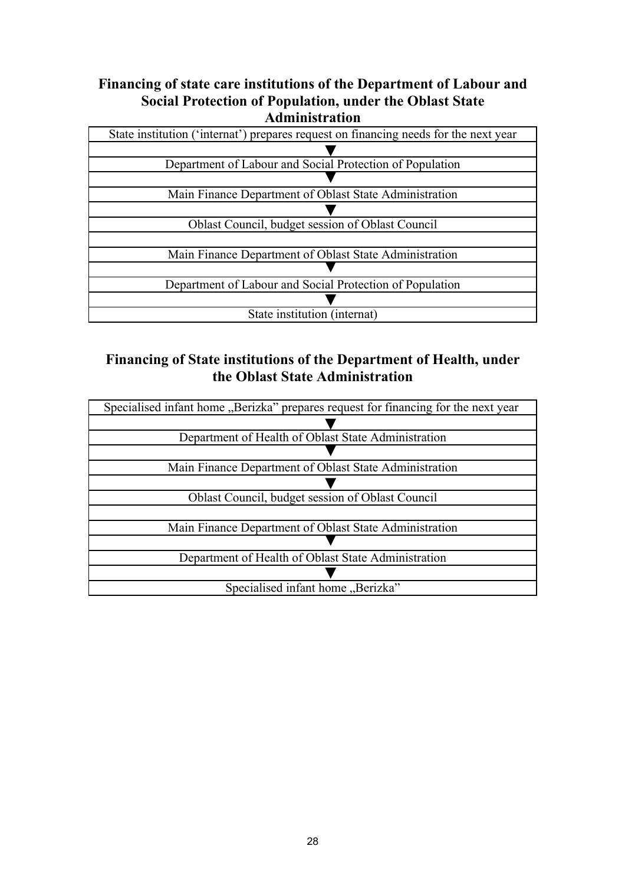## Financing of state care institutions of the Department of Labour and Social Protection of Population, under the Oblast State Administration

| |
|---|
| State institution ('internat') prepares request on financing needs for the next year |
| ▼ |
| Department of Labour and Social Protection of Population |
| ▼ |
| Main Finance Department of Oblast State Administration |
| ▼ |
| Oblast Council, budget session of Oblast Council |
| |
| Main Finance Department of Oblast State Administration |
| ▼ |
| Department of Labour and Social Protection of Population |
| ▼ |
| State institution (internat) |

## Financing of State institutions of the Department of Health, under the Oblast State Administration

| |
|---|
| Specialised infant home „Berizka" prepares request for financing for the next year |
| ▼ |
| Department of Health of Oblast State Administration |
| ▼ |
| Main Finance Department of Oblast State Administration |
| ▼ |
| Oblast Council, budget session of Oblast Council |
| |
| Main Finance Department of Oblast State Administration |
| ▼ |
| Department of Health of Oblast State Administration |
| ▼ |
| Specialised infant home „Berizka" |